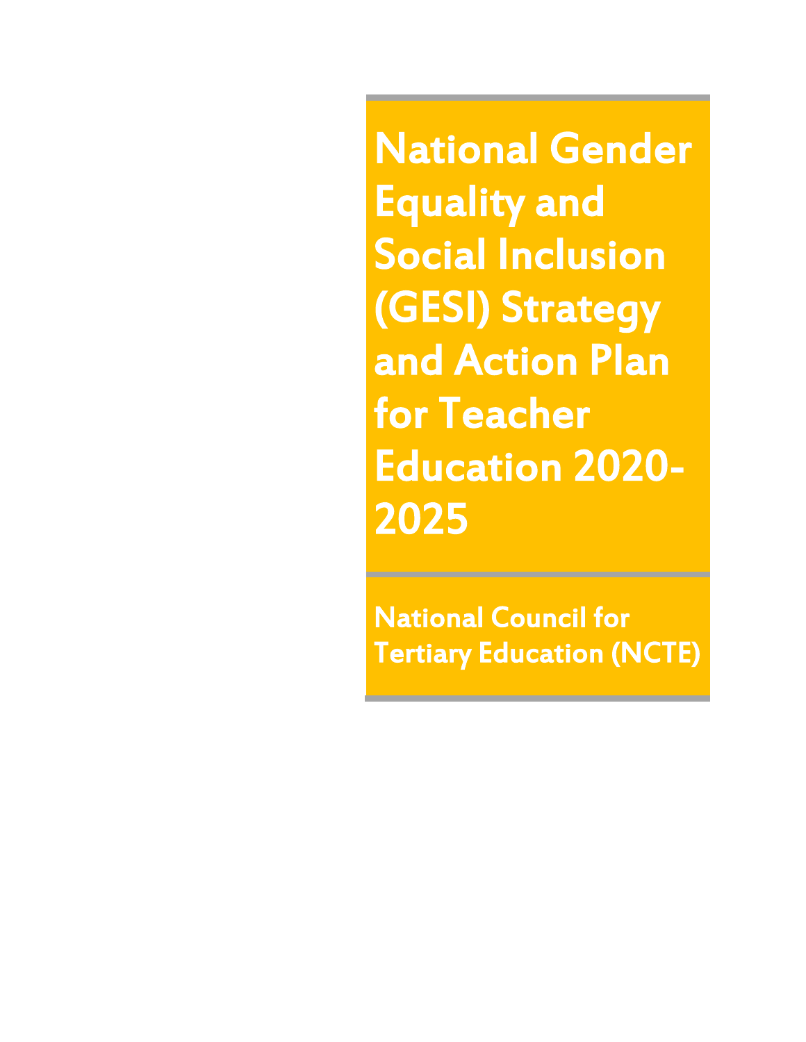# National Gender Equality and Social Inclusion (GESI) Strategy and Action Plan for Teacher Education 2020-2025

## National Council for Tertiary Education (NCTE)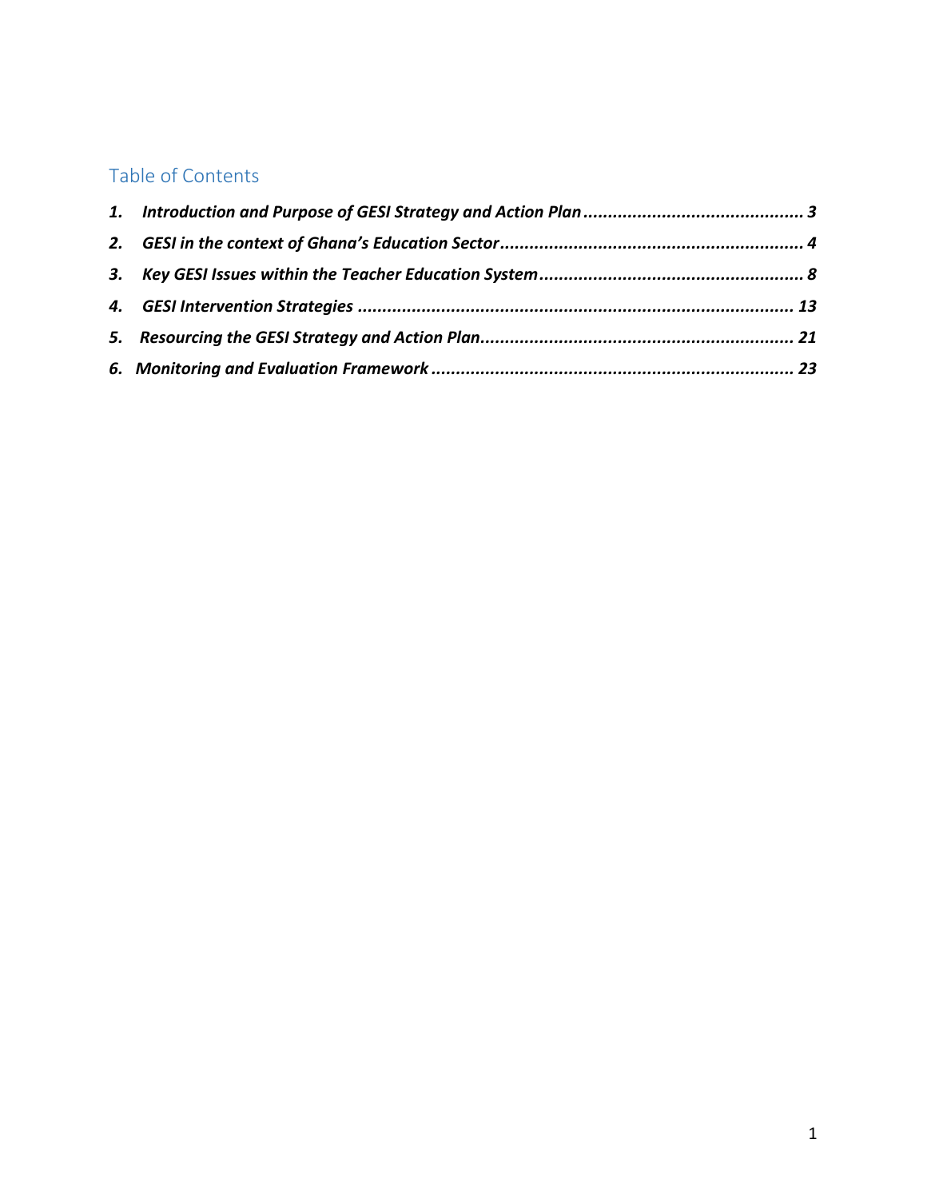# Table of Contents

1. ***Introduction and Purpose of GESI Strategy and Action Plan*** ............................................ ***3***
2. ***GESI in the context of Ghana's Education Sector*** ............................................................ ***4***
3. ***Key GESI Issues within the Teacher Education System*** ..................................................... ***8***
4. ***GESI Intervention Strategies*** ......................................................................................... ***13***
5. ***Resourcing the GESI Strategy and Action Plan*** ............................................................... ***21***
6. ***Monitoring and Evaluation Framework*** ......................................................................... ***23***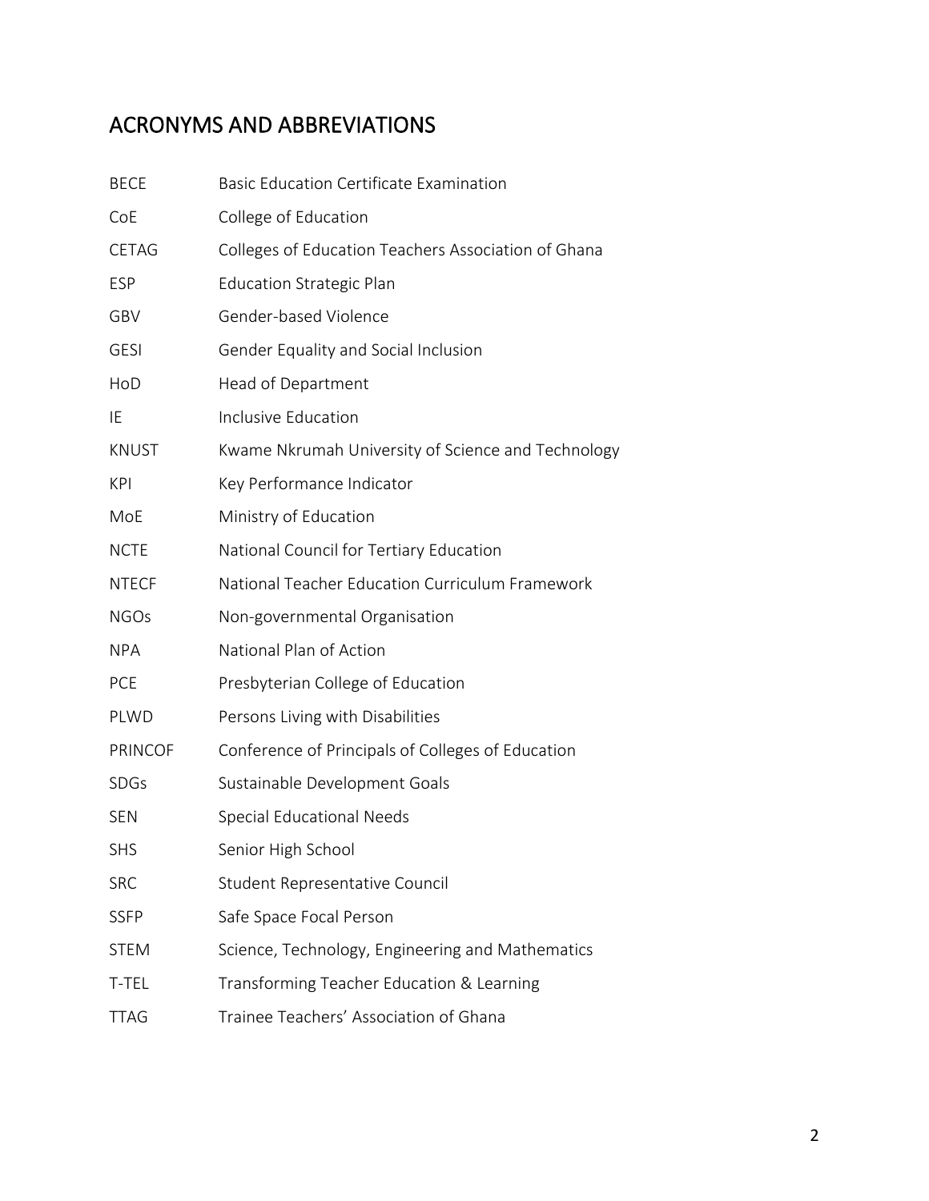## ACRONYMS AND ABBREVIATIONS

| | |
|---|---|
| BECE | Basic Education Certificate Examination |
| CoE | College of Education |
| CETAG | Colleges of Education Teachers Association of Ghana |
| ESP | Education Strategic Plan |
| GBV | Gender-based Violence |
| GESI | Gender Equality and Social Inclusion |
| HoD | Head of Department |
| IE | Inclusive Education |
| KNUST | Kwame Nkrumah University of Science and Technology |
| KPI | Key Performance Indicator |
| MoE | Ministry of Education |
| NCTE | National Council for Tertiary Education |
| NTECF | National Teacher Education Curriculum Framework |
| NGOs | Non-governmental Organisation |
| NPA | National Plan of Action |
| PCE | Presbyterian College of Education |
| PLWD | Persons Living with Disabilities |
| PRINCOF | Conference of Principals of Colleges of Education |
| SDGs | Sustainable Development Goals |
| SEN | Special Educational Needs |
| SHS | Senior High School |
| SRC | Student Representative Council |
| SSFP | Safe Space Focal Person |
| STEM | Science, Technology, Engineering and Mathematics |
| T-TEL | Transforming Teacher Education & Learning |
| TTAG | Trainee Teachers' Association of Ghana |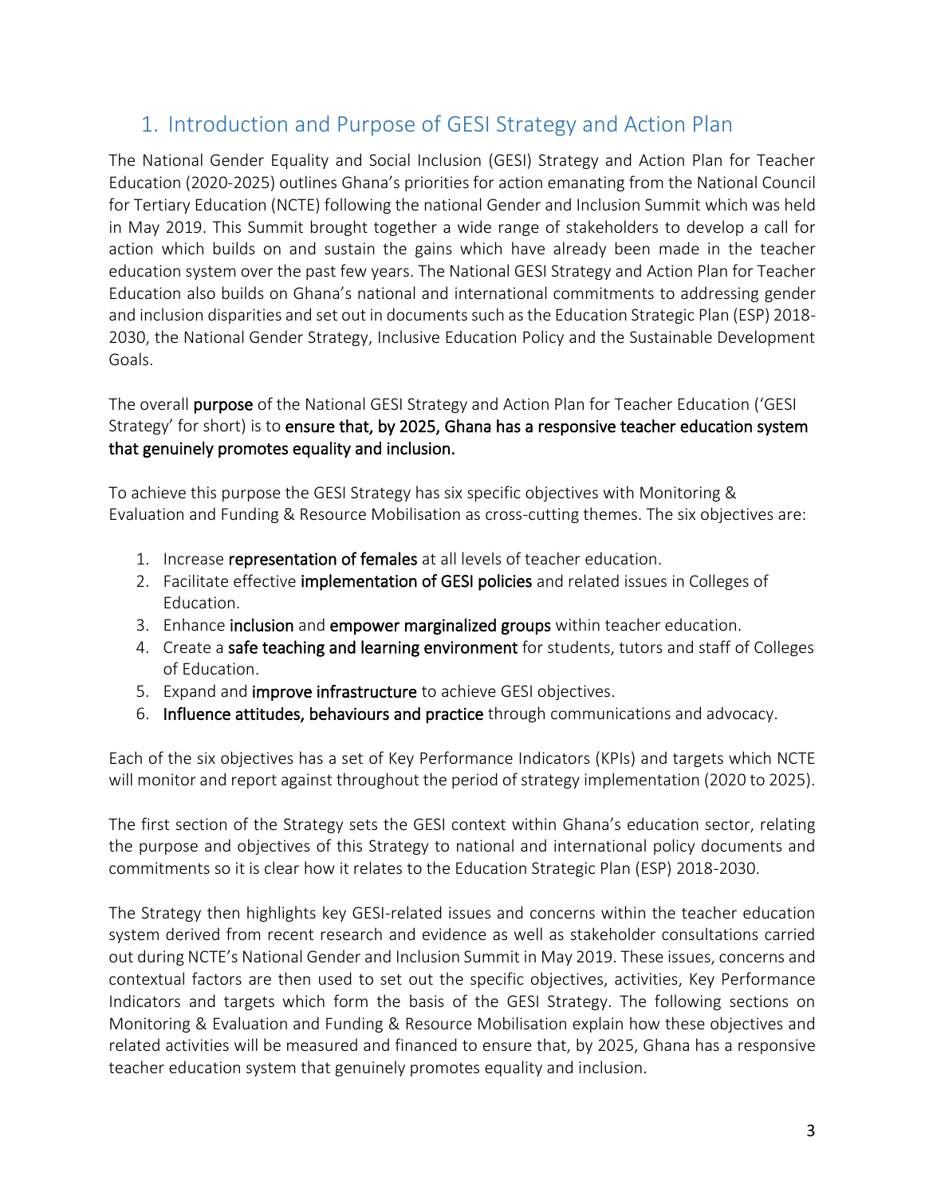## 1. Introduction and Purpose of GESI Strategy and Action Plan

The National Gender Equality and Social Inclusion (GESI) Strategy and Action Plan for Teacher Education (2020-2025) outlines Ghana's priorities for action emanating from the National Council for Tertiary Education (NCTE) following the national Gender and Inclusion Summit which was held in May 2019. This Summit brought together a wide range of stakeholders to develop a call for action which builds on and sustain the gains which have already been made in the teacher education system over the past few years. The National GESI Strategy and Action Plan for Teacher Education also builds on Ghana's national and international commitments to addressing gender and inclusion disparities and set out in documents such as the Education Strategic Plan (ESP) 2018-2030, the National Gender Strategy, Inclusive Education Policy and the Sustainable Development Goals.

The overall **purpose** of the National GESI Strategy and Action Plan for Teacher Education ('GESI Strategy' for short) is to **ensure that, by 2025, Ghana has a responsive teacher education system that genuinely promotes equality and inclusion.**

To achieve this purpose the GESI Strategy has six specific objectives with Monitoring & Evaluation and Funding & Resource Mobilisation as cross-cutting themes. The six objectives are:

1. Increase **representation of females** at all levels of teacher education.
2. Facilitate effective **implementation of GESI policies** and related issues in Colleges of Education.
3. Enhance **inclusion** and **empower marginalized groups** within teacher education.
4. Create a **safe teaching and learning environment** for students, tutors and staff of Colleges of Education.
5. Expand and **improve infrastructure** to achieve GESI objectives.
6. **Influence attitudes, behaviours and practice** through communications and advocacy.

Each of the six objectives has a set of Key Performance Indicators (KPIs) and targets which NCTE will monitor and report against throughout the period of strategy implementation (2020 to 2025).

The first section of the Strategy sets the GESI context within Ghana's education sector, relating the purpose and objectives of this Strategy to national and international policy documents and commitments so it is clear how it relates to the Education Strategic Plan (ESP) 2018-2030.

The Strategy then highlights key GESI-related issues and concerns within the teacher education system derived from recent research and evidence as well as stakeholder consultations carried out during NCTE's National Gender and Inclusion Summit in May 2019. These issues, concerns and contextual factors are then used to set out the specific objectives, activities, Key Performance Indicators and targets which form the basis of the GESI Strategy. The following sections on Monitoring & Evaluation and Funding & Resource Mobilisation explain how these objectives and related activities will be measured and financed to ensure that, by 2025, Ghana has a responsive teacher education system that genuinely promotes equality and inclusion.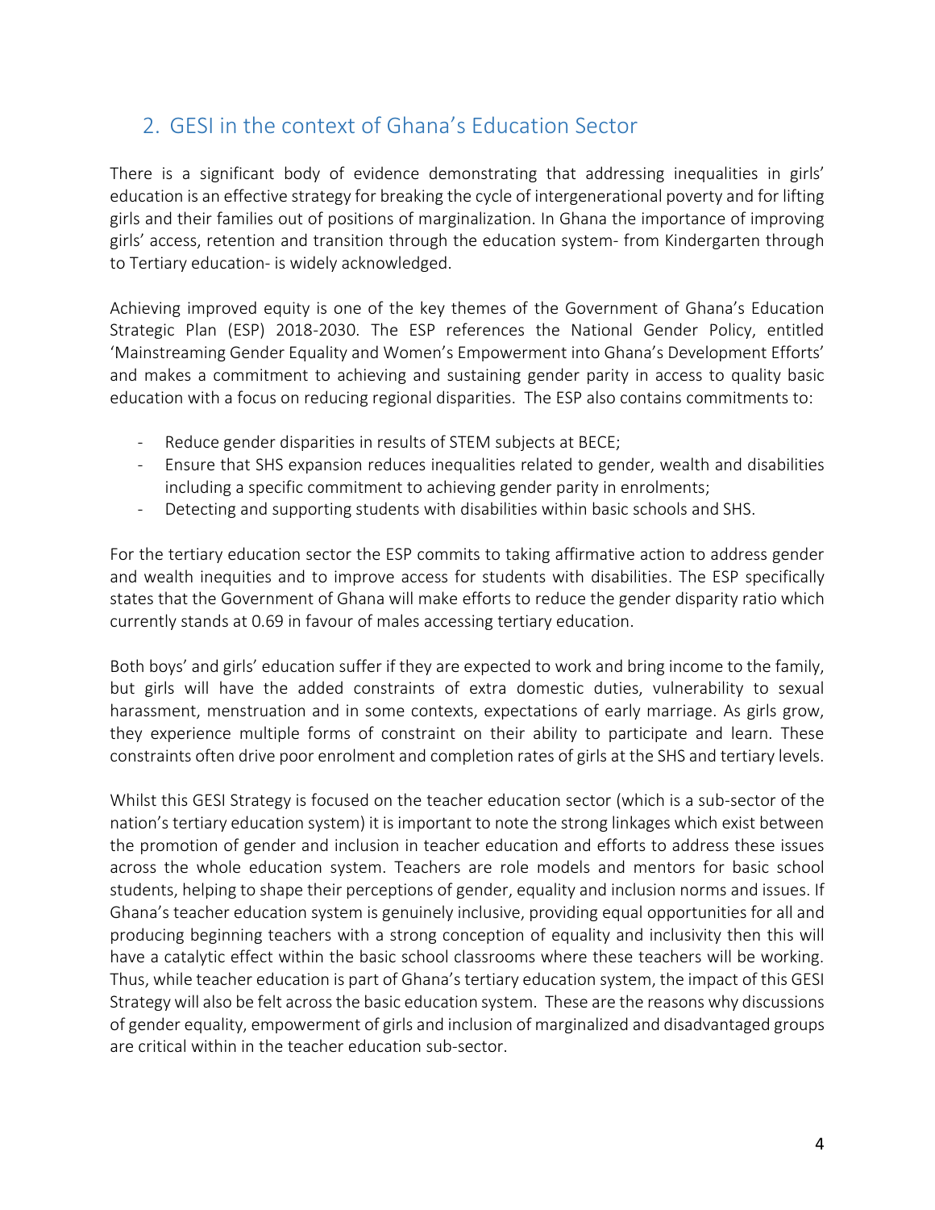## 2. GESI in the context of Ghana's Education Sector

There is a significant body of evidence demonstrating that addressing inequalities in girls' education is an effective strategy for breaking the cycle of intergenerational poverty and for lifting girls and their families out of positions of marginalization. In Ghana the importance of improving girls' access, retention and transition through the education system- from Kindergarten through to Tertiary education- is widely acknowledged.

Achieving improved equity is one of the key themes of the Government of Ghana's Education Strategic Plan (ESP) 2018-2030. The ESP references the National Gender Policy, entitled 'Mainstreaming Gender Equality and Women's Empowerment into Ghana's Development Efforts' and makes a commitment to achieving and sustaining gender parity in access to quality basic education with a focus on reducing regional disparities. The ESP also contains commitments to:

- Reduce gender disparities in results of STEM subjects at BECE;
- Ensure that SHS expansion reduces inequalities related to gender, wealth and disabilities including a specific commitment to achieving gender parity in enrolments;
- Detecting and supporting students with disabilities within basic schools and SHS.

For the tertiary education sector the ESP commits to taking affirmative action to address gender and wealth inequities and to improve access for students with disabilities. The ESP specifically states that the Government of Ghana will make efforts to reduce the gender disparity ratio which currently stands at 0.69 in favour of males accessing tertiary education.

Both boys' and girls' education suffer if they are expected to work and bring income to the family, but girls will have the added constraints of extra domestic duties, vulnerability to sexual harassment, menstruation and in some contexts, expectations of early marriage. As girls grow, they experience multiple forms of constraint on their ability to participate and learn. These constraints often drive poor enrolment and completion rates of girls at the SHS and tertiary levels.

Whilst this GESI Strategy is focused on the teacher education sector (which is a sub-sector of the nation's tertiary education system) it is important to note the strong linkages which exist between the promotion of gender and inclusion in teacher education and efforts to address these issues across the whole education system. Teachers are role models and mentors for basic school students, helping to shape their perceptions of gender, equality and inclusion norms and issues. If Ghana's teacher education system is genuinely inclusive, providing equal opportunities for all and producing beginning teachers with a strong conception of equality and inclusivity then this will have a catalytic effect within the basic school classrooms where these teachers will be working. Thus, while teacher education is part of Ghana's tertiary education system, the impact of this GESI Strategy will also be felt across the basic education system. These are the reasons why discussions of gender equality, empowerment of girls and inclusion of marginalized and disadvantaged groups are critical within in the teacher education sub-sector.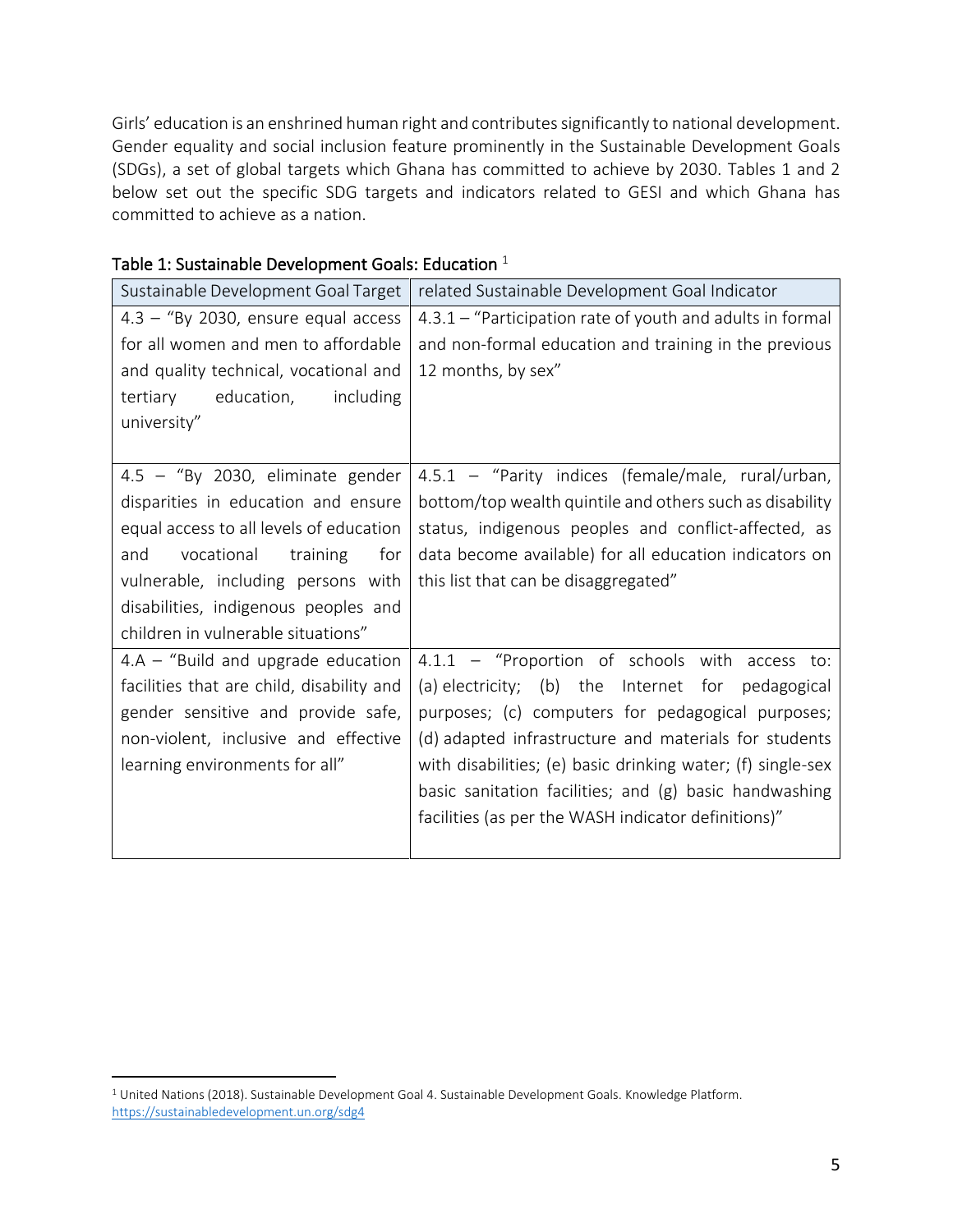Girls' education is an enshrined human right and contributes significantly to national development. Gender equality and social inclusion feature prominently in the Sustainable Development Goals (SDGs), a set of global targets which Ghana has committed to achieve by 2030. Tables 1 and 2 below set out the specific SDG targets and indicators related to GESI and which Ghana has committed to achieve as a nation.

Table 1: Sustainable Development Goals: Education [1]

| Sustainable Development Goal Target | related Sustainable Development Goal Indicator |
|---|---|
| 4.3 – "By 2030, ensure equal access for all women and men to affordable and quality technical, vocational and tertiary education, including university" | 4.3.1 – "Participation rate of youth and adults in formal and non-formal education and training in the previous 12 months, by sex" |
| 4.5 – "By 2030, eliminate gender disparities in education and ensure equal access to all levels of education and vocational training for vulnerable, including persons with disabilities, indigenous peoples and children in vulnerable situations" | 4.5.1 – "Parity indices (female/male, rural/urban, bottom/top wealth quintile and others such as disability status, indigenous peoples and conflict-affected, as data become available) for all education indicators on this list that can be disaggregated" |
| 4.A – "Build and upgrade education facilities that are child, disability and gender sensitive and provide safe, non-violent, inclusive and effective learning environments for all" | 4.1.1 – "Proportion of schools with access to: (a) electricity; (b) the Internet for pedagogical purposes; (c) computers for pedagogical purposes; (d) adapted infrastructure and materials for students with disabilities; (e) basic drinking water; (f) single-sex basic sanitation facilities; and (g) basic handwashing facilities (as per the WASH indicator definitions)" |

[1] United Nations (2018). Sustainable Development Goal 4. Sustainable Development Goals. Knowledge Platform. https://sustainabledevelopment.un.org/sdg4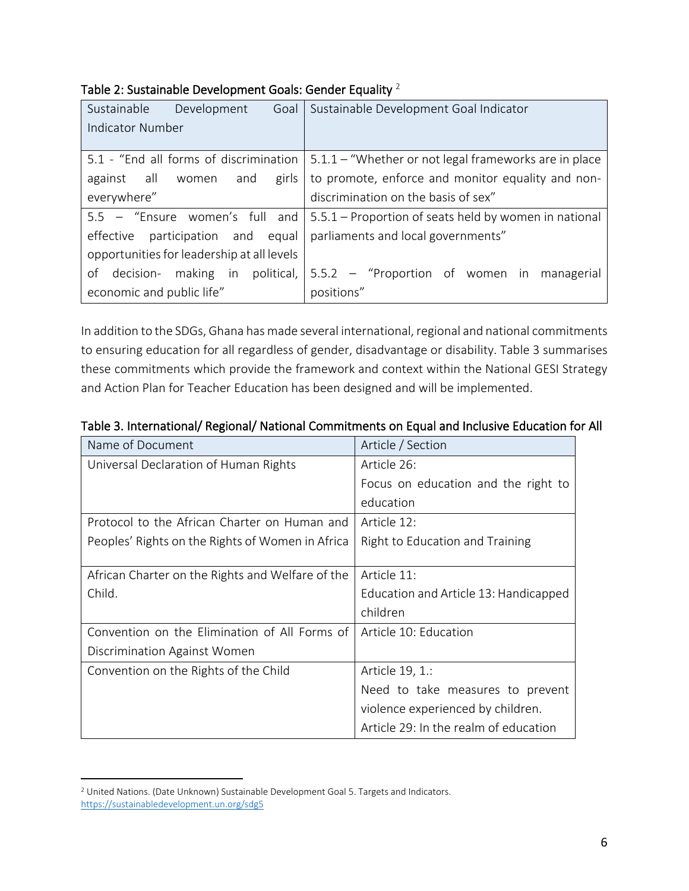Table 2: Sustainable Development Goals: Gender Equality [2]

| Sustainable Development Goal Indicator Number | Sustainable Development Goal Indicator |
|---|---|
| 5.1 - "End all forms of discrimination against all women and girls everywhere" | 5.1.1 – "Whether or not legal frameworks are in place to promote, enforce and monitor equality and non-discrimination on the basis of sex" |
| 5.5 – "Ensure women's full and effective participation and equal opportunities for leadership at all levels of decision- making in political, economic and public life" | 5.5.1 – Proportion of seats held by women in national parliaments and local governments"<br><br>5.5.2 – "Proportion of women in managerial positions" |

In addition to the SDGs, Ghana has made several international, regional and national commitments to ensuring education for all regardless of gender, disadvantage or disability. Table 3 summarises these commitments which provide the framework and context within the National GESI Strategy and Action Plan for Teacher Education has been designed and will be implemented.

Table 3. International/ Regional/ National Commitments on Equal and Inclusive Education for All

| Name of Document | Article / Section |
|---|---|
| Universal Declaration of Human Rights | Article 26:<br>Focus on education and the right to education |
| Protocol to the African Charter on Human and Peoples' Rights on the Rights of Women in Africa | Article 12:<br>Right to Education and Training |
| African Charter on the Rights and Welfare of the Child. | Article 11:<br>Education and Article 13: Handicapped children |
| Convention on the Elimination of All Forms of Discrimination Against Women | Article 10: Education |
| Convention on the Rights of the Child | Article 19, 1.:<br>Need to take measures to prevent violence experienced by children.<br>Article 29: In the realm of education |

[2] United Nations. (Date Unknown) Sustainable Development Goal 5. Targets and Indicators. https://sustainabledevelopment.un.org/sdg5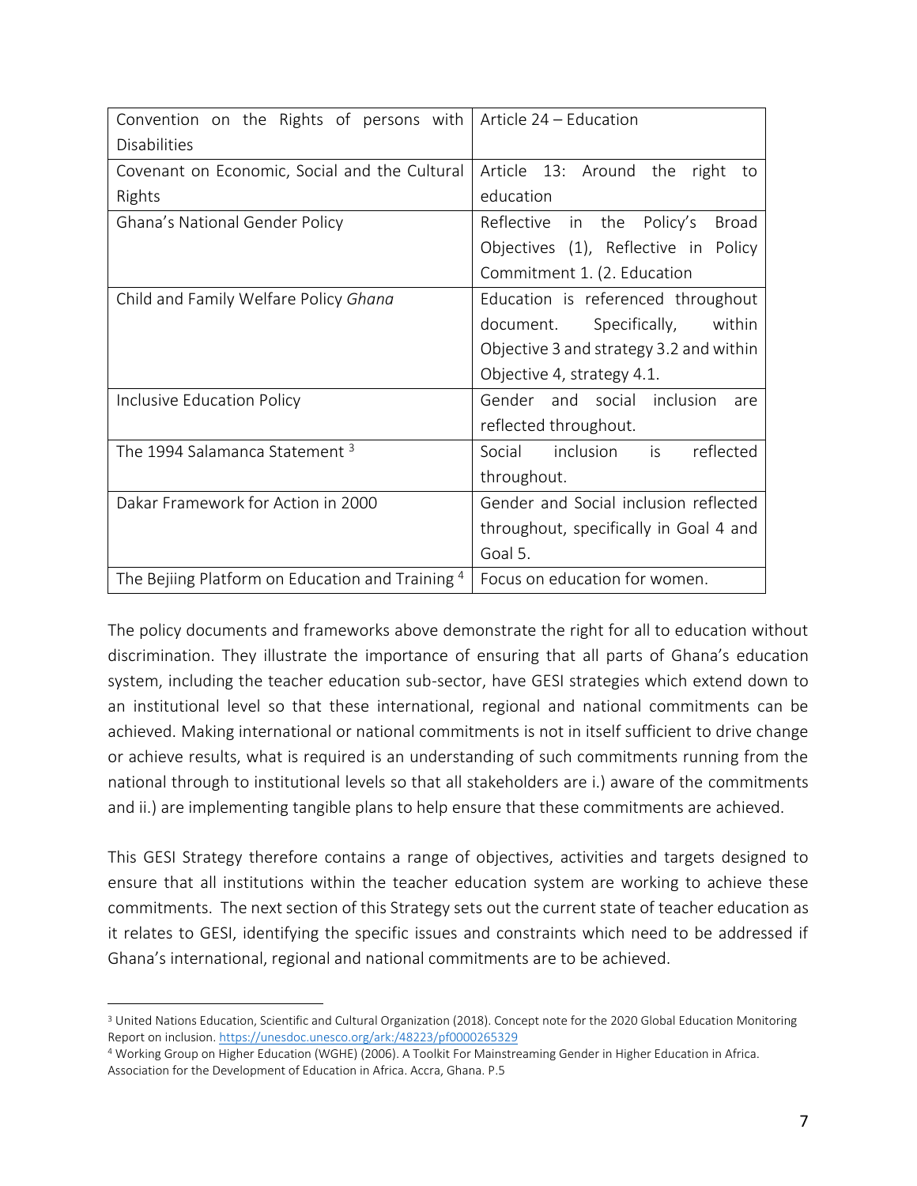| Convention on the Rights of persons with Disabilities | Article 24 – Education |
|---|---|
| Covenant on Economic, Social and the Cultural Rights | Article 13: Around the right to education |
| Ghana's National Gender Policy | Reflective in the Policy's Broad Objectives (1), Reflective in Policy Commitment 1. (2. Education |
| Child and Family Welfare Policy *Ghana* | Education is referenced throughout document. Specifically, within Objective 3 and strategy 3.2 and within Objective 4, strategy 4.1. |
| Inclusive Education Policy | Gender and social inclusion are reflected throughout. |
| The 1994 Salamanca Statement [3] | Social inclusion is reflected throughout. |
| Dakar Framework for Action in 2000 | Gender and Social inclusion reflected throughout, specifically in Goal 4 and Goal 5. |
| The Bejiing Platform on Education and Training [4] | Focus on education for women. |

The policy documents and frameworks above demonstrate the right for all to education without discrimination. They illustrate the importance of ensuring that all parts of Ghana's education system, including the teacher education sub-sector, have GESI strategies which extend down to an institutional level so that these international, regional and national commitments can be achieved. Making international or national commitments is not in itself sufficient to drive change or achieve results, what is required is an understanding of such commitments running from the national through to institutional levels so that all stakeholders are i.) aware of the commitments and ii.) are implementing tangible plans to help ensure that these commitments are achieved.

This GESI Strategy therefore contains a range of objectives, activities and targets designed to ensure that all institutions within the teacher education system are working to achieve these commitments. The next section of this Strategy sets out the current state of teacher education as it relates to GESI, identifying the specific issues and constraints which need to be addressed if Ghana's international, regional and national commitments are to be achieved.

---

[3] United Nations Education, Scientific and Cultural Organization (2018). Concept note for the 2020 Global Education Monitoring Report on inclusion. https://unesdoc.unesco.org/ark:/48223/pf0000265329

[4] Working Group on Higher Education (WGHE) (2006). A Toolkit For Mainstreaming Gender in Higher Education in Africa. Association for the Development of Education in Africa. Accra, Ghana. P.5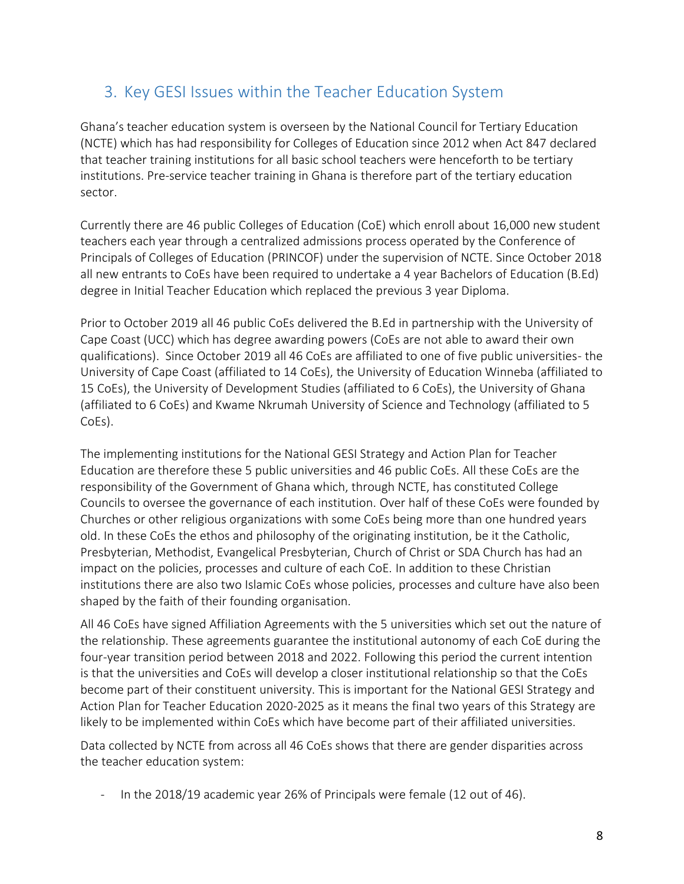## 3. Key GESI Issues within the Teacher Education System

Ghana's teacher education system is overseen by the National Council for Tertiary Education (NCTE) which has had responsibility for Colleges of Education since 2012 when Act 847 declared that teacher training institutions for all basic school teachers were henceforth to be tertiary institutions. Pre-service teacher training in Ghana is therefore part of the tertiary education sector.

Currently there are 46 public Colleges of Education (CoE) which enroll about 16,000 new student teachers each year through a centralized admissions process operated by the Conference of Principals of Colleges of Education (PRINCOF) under the supervision of NCTE. Since October 2018 all new entrants to CoEs have been required to undertake a 4 year Bachelors of Education (B.Ed) degree in Initial Teacher Education which replaced the previous 3 year Diploma.

Prior to October 2019 all 46 public CoEs delivered the B.Ed in partnership with the University of Cape Coast (UCC) which has degree awarding powers (CoEs are not able to award their own qualifications). Since October 2019 all 46 CoEs are affiliated to one of five public universities- the University of Cape Coast (affiliated to 14 CoEs), the University of Education Winneba (affiliated to 15 CoEs), the University of Development Studies (affiliated to 6 CoEs), the University of Ghana (affiliated to 6 CoEs) and Kwame Nkrumah University of Science and Technology (affiliated to 5 CoEs).

The implementing institutions for the National GESI Strategy and Action Plan for Teacher Education are therefore these 5 public universities and 46 public CoEs. All these CoEs are the responsibility of the Government of Ghana which, through NCTE, has constituted College Councils to oversee the governance of each institution. Over half of these CoEs were founded by Churches or other religious organizations with some CoEs being more than one hundred years old. In these CoEs the ethos and philosophy of the originating institution, be it the Catholic, Presbyterian, Methodist, Evangelical Presbyterian, Church of Christ or SDA Church has had an impact on the policies, processes and culture of each CoE. In addition to these Christian institutions there are also two Islamic CoEs whose policies, processes and culture have also been shaped by the faith of their founding organisation.

All 46 CoEs have signed Affiliation Agreements with the 5 universities which set out the nature of the relationship. These agreements guarantee the institutional autonomy of each CoE during the four-year transition period between 2018 and 2022. Following this period the current intention is that the universities and CoEs will develop a closer institutional relationship so that the CoEs become part of their constituent university. This is important for the National GESI Strategy and Action Plan for Teacher Education 2020-2025 as it means the final two years of this Strategy are likely to be implemented within CoEs which have become part of their affiliated universities.

Data collected by NCTE from across all 46 CoEs shows that there are gender disparities across the teacher education system:

- In the 2018/19 academic year 26% of Principals were female (12 out of 46).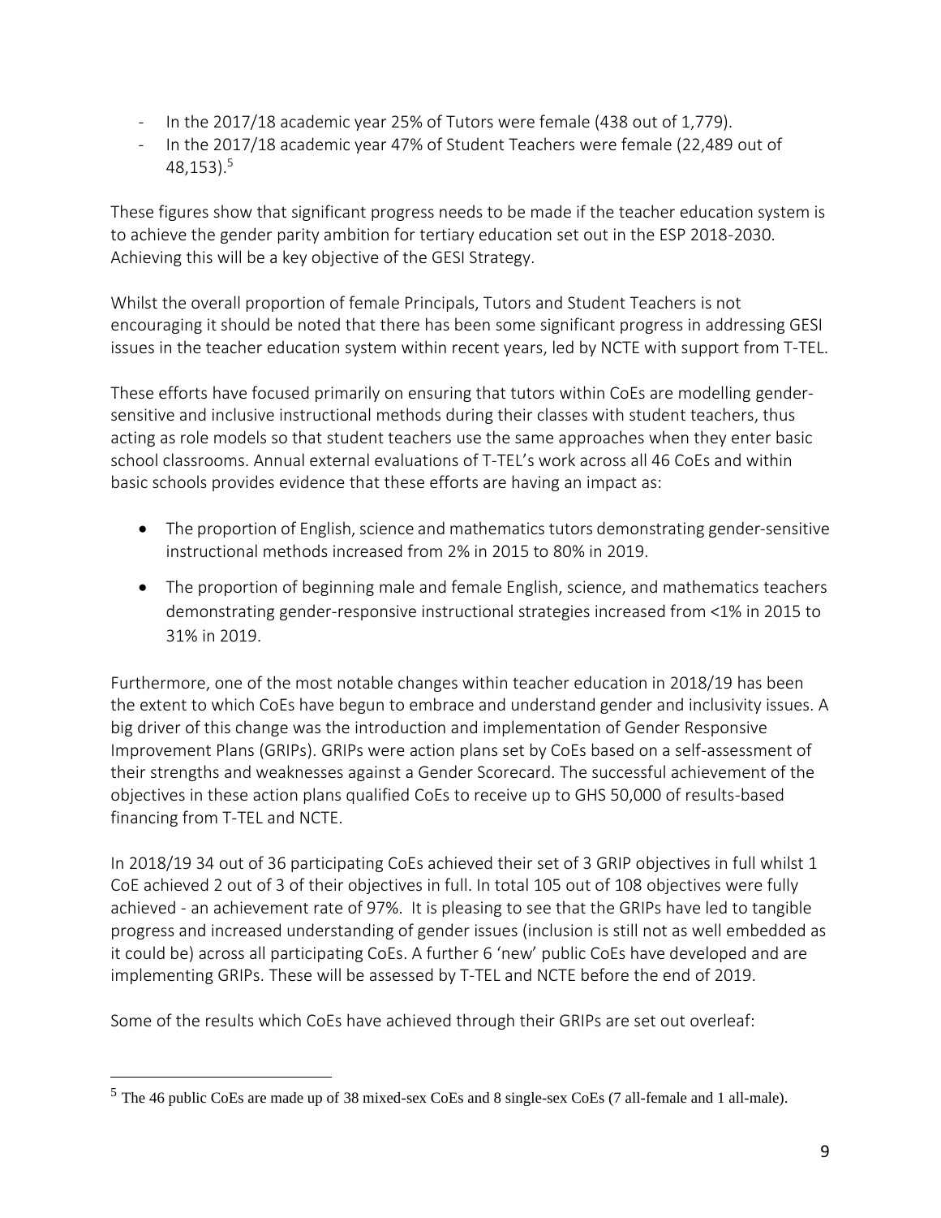- In the 2017/18 academic year 25% of Tutors were female (438 out of 1,779).
- In the 2017/18 academic year 47% of Student Teachers were female (22,489 out of 48,153).[5]

These figures show that significant progress needs to be made if the teacher education system is to achieve the gender parity ambition for tertiary education set out in the ESP 2018-2030. Achieving this will be a key objective of the GESI Strategy.

Whilst the overall proportion of female Principals, Tutors and Student Teachers is not encouraging it should be noted that there has been some significant progress in addressing GESI issues in the teacher education system within recent years, led by NCTE with support from T-TEL.

These efforts have focused primarily on ensuring that tutors within CoEs are modelling gender-sensitive and inclusive instructional methods during their classes with student teachers, thus acting as role models so that student teachers use the same approaches when they enter basic school classrooms. Annual external evaluations of T-TEL's work across all 46 CoEs and within basic schools provides evidence that these efforts are having an impact as:

- The proportion of English, science and mathematics tutors demonstrating gender-sensitive instructional methods increased from 2% in 2015 to 80% in 2019.
- The proportion of beginning male and female English, science, and mathematics teachers demonstrating gender-responsive instructional strategies increased from <1% in 2015 to 31% in 2019.

Furthermore, one of the most notable changes within teacher education in 2018/19 has been the extent to which CoEs have begun to embrace and understand gender and inclusivity issues. A big driver of this change was the introduction and implementation of Gender Responsive Improvement Plans (GRIPs). GRIPs were action plans set by CoEs based on a self-assessment of their strengths and weaknesses against a Gender Scorecard. The successful achievement of the objectives in these action plans qualified CoEs to receive up to GHS 50,000 of results-based financing from T-TEL and NCTE.

In 2018/19 34 out of 36 participating CoEs achieved their set of 3 GRIP objectives in full whilst 1 CoE achieved 2 out of 3 of their objectives in full. In total 105 out of 108 objectives were fully achieved - an achievement rate of 97%. It is pleasing to see that the GRIPs have led to tangible progress and increased understanding of gender issues (inclusion is still not as well embedded as it could be) across all participating CoEs. A further 6 'new' public CoEs have developed and are implementing GRIPs. These will be assessed by T-TEL and NCTE before the end of 2019.

Some of the results which CoEs have achieved through their GRIPs are set out overleaf:

[5] The 46 public CoEs are made up of 38 mixed-sex CoEs and 8 single-sex CoEs (7 all-female and 1 all-male).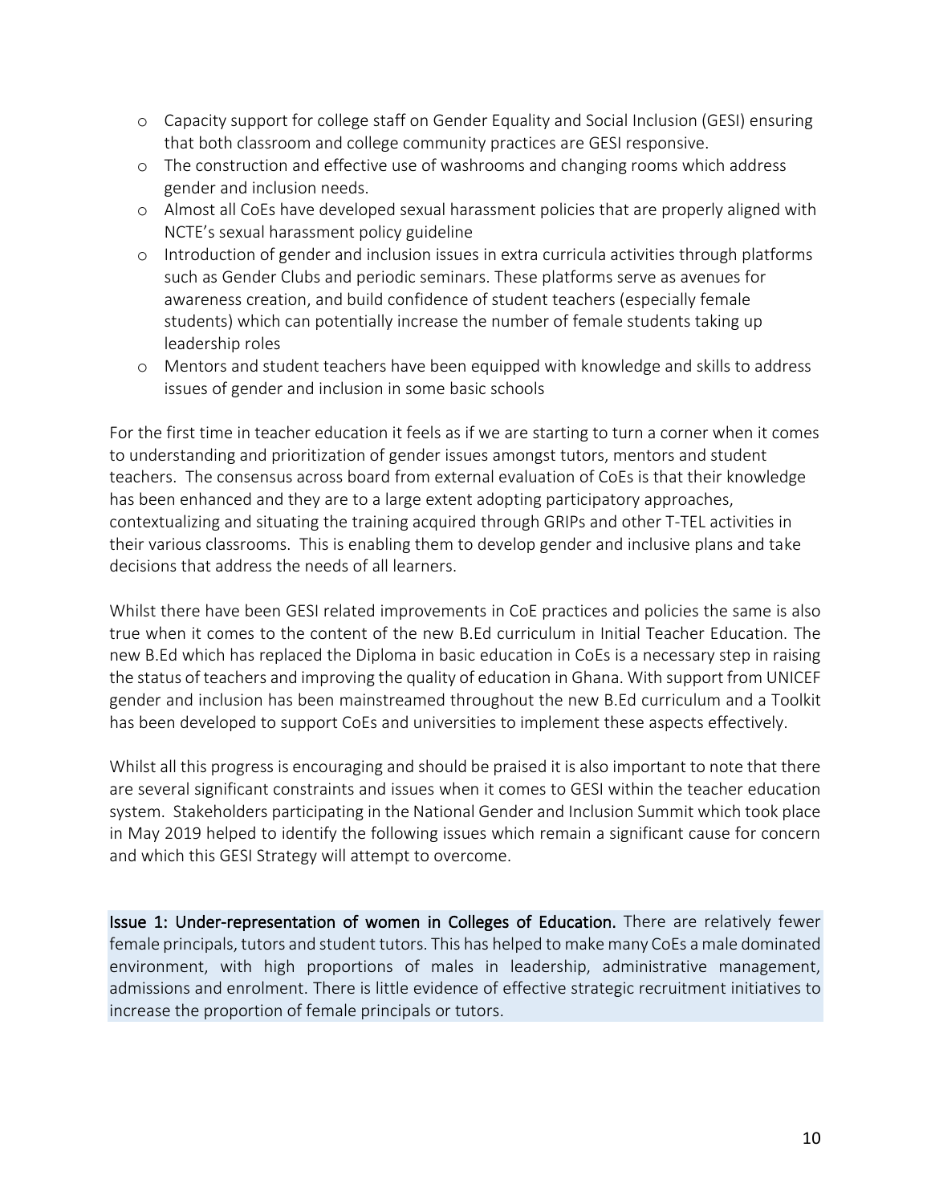- Capacity support for college staff on Gender Equality and Social Inclusion (GESI) ensuring that both classroom and college community practices are GESI responsive.
- The construction and effective use of washrooms and changing rooms which address gender and inclusion needs.
- Almost all CoEs have developed sexual harassment policies that are properly aligned with NCTE's sexual harassment policy guideline
- Introduction of gender and inclusion issues in extra curricula activities through platforms such as Gender Clubs and periodic seminars. These platforms serve as avenues for awareness creation, and build confidence of student teachers (especially female students) which can potentially increase the number of female students taking up leadership roles
- Mentors and student teachers have been equipped with knowledge and skills to address issues of gender and inclusion in some basic schools

For the first time in teacher education it feels as if we are starting to turn a corner when it comes to understanding and prioritization of gender issues amongst tutors, mentors and student teachers. The consensus across board from external evaluation of CoEs is that their knowledge has been enhanced and they are to a large extent adopting participatory approaches, contextualizing and situating the training acquired through GRIPs and other T-TEL activities in their various classrooms. This is enabling them to develop gender and inclusive plans and take decisions that address the needs of all learners.

Whilst there have been GESI related improvements in CoE practices and policies the same is also true when it comes to the content of the new B.Ed curriculum in Initial Teacher Education. The new B.Ed which has replaced the Diploma in basic education in CoEs is a necessary step in raising the status of teachers and improving the quality of education in Ghana. With support from UNICEF gender and inclusion has been mainstreamed throughout the new B.Ed curriculum and a Toolkit has been developed to support CoEs and universities to implement these aspects effectively.

Whilst all this progress is encouraging and should be praised it is also important to note that there are several significant constraints and issues when it comes to GESI within the teacher education system. Stakeholders participating in the National Gender and Inclusion Summit which took place in May 2019 helped to identify the following issues which remain a significant cause for concern and which this GESI Strategy will attempt to overcome.

**Issue 1: Under-representation of women in Colleges of Education.** There are relatively fewer female principals, tutors and student tutors. This has helped to make many CoEs a male dominated environment, with high proportions of males in leadership, administrative management, admissions and enrolment. There is little evidence of effective strategic recruitment initiatives to increase the proportion of female principals or tutors.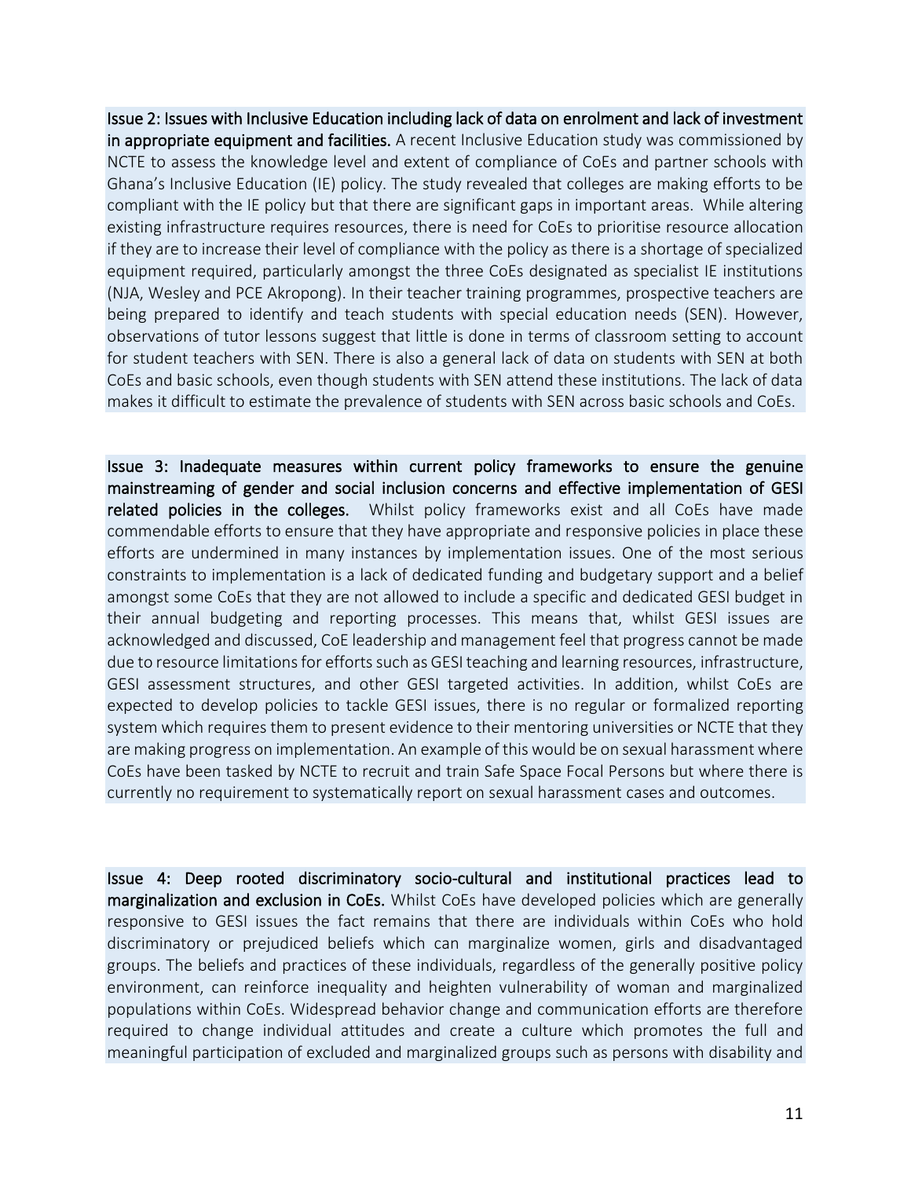**Issue 2: Issues with Inclusive Education including lack of data on enrolment and lack of investment in appropriate equipment and facilities.** A recent Inclusive Education study was commissioned by NCTE to assess the knowledge level and extent of compliance of CoEs and partner schools with Ghana's Inclusive Education (IE) policy. The study revealed that colleges are making efforts to be compliant with the IE policy but that there are significant gaps in important areas. While altering existing infrastructure requires resources, there is need for CoEs to prioritise resource allocation if they are to increase their level of compliance with the policy as there is a shortage of specialized equipment required, particularly amongst the three CoEs designated as specialist IE institutions (NJA, Wesley and PCE Akropong). In their teacher training programmes, prospective teachers are being prepared to identify and teach students with special education needs (SEN). However, observations of tutor lessons suggest that little is done in terms of classroom setting to account for student teachers with SEN. There is also a general lack of data on students with SEN at both CoEs and basic schools, even though students with SEN attend these institutions. The lack of data makes it difficult to estimate the prevalence of students with SEN across basic schools and CoEs.

**Issue 3: Inadequate measures within current policy frameworks to ensure the genuine mainstreaming of gender and social inclusion concerns and effective implementation of GESI related policies in the colleges.** Whilst policy frameworks exist and all CoEs have made commendable efforts to ensure that they have appropriate and responsive policies in place these efforts are undermined in many instances by implementation issues. One of the most serious constraints to implementation is a lack of dedicated funding and budgetary support and a belief amongst some CoEs that they are not allowed to include a specific and dedicated GESI budget in their annual budgeting and reporting processes. This means that, whilst GESI issues are acknowledged and discussed, CoE leadership and management feel that progress cannot be made due to resource limitations for efforts such as GESI teaching and learning resources, infrastructure, GESI assessment structures, and other GESI targeted activities. In addition, whilst CoEs are expected to develop policies to tackle GESI issues, there is no regular or formalized reporting system which requires them to present evidence to their mentoring universities or NCTE that they are making progress on implementation. An example of this would be on sexual harassment where CoEs have been tasked by NCTE to recruit and train Safe Space Focal Persons but where there is currently no requirement to systematically report on sexual harassment cases and outcomes.

**Issue 4: Deep rooted discriminatory socio-cultural and institutional practices lead to marginalization and exclusion in CoEs.** Whilst CoEs have developed policies which are generally responsive to GESI issues the fact remains that there are individuals within CoEs who hold discriminatory or prejudiced beliefs which can marginalize women, girls and disadvantaged groups. The beliefs and practices of these individuals, regardless of the generally positive policy environment, can reinforce inequality and heighten vulnerability of woman and marginalized populations within CoEs. Widespread behavior change and communication efforts are therefore required to change individual attitudes and create a culture which promotes the full and meaningful participation of excluded and marginalized groups such as persons with disability and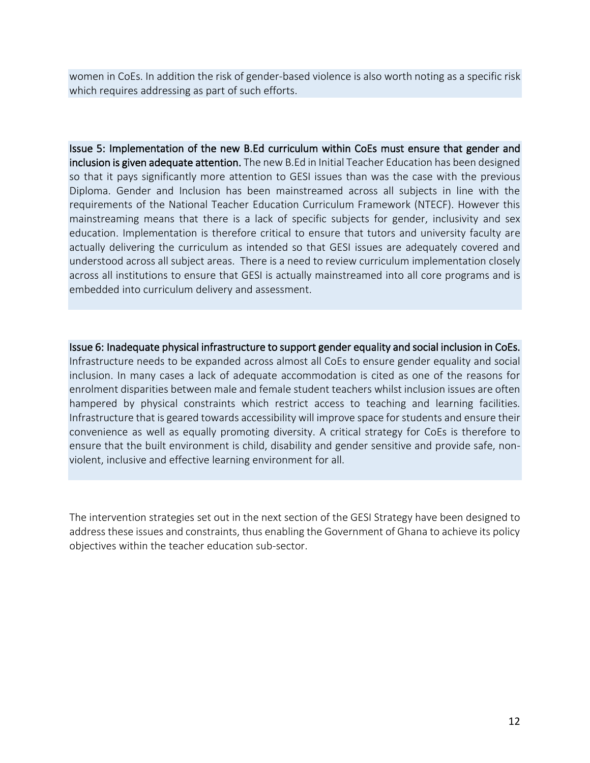women in CoEs. In addition the risk of gender-based violence is also worth noting as a specific risk which requires addressing as part of such efforts.

**Issue 5: Implementation of the new B.Ed curriculum within CoEs must ensure that gender and inclusion is given adequate attention.** The new B.Ed in Initial Teacher Education has been designed so that it pays significantly more attention to GESI issues than was the case with the previous Diploma. Gender and Inclusion has been mainstreamed across all subjects in line with the requirements of the National Teacher Education Curriculum Framework (NTECF). However this mainstreaming means that there is a lack of specific subjects for gender, inclusivity and sex education. Implementation is therefore critical to ensure that tutors and university faculty are actually delivering the curriculum as intended so that GESI issues are adequately covered and understood across all subject areas. There is a need to review curriculum implementation closely across all institutions to ensure that GESI is actually mainstreamed into all core programs and is embedded into curriculum delivery and assessment.

**Issue 6: Inadequate physical infrastructure to support gender equality and social inclusion in CoEs.** Infrastructure needs to be expanded across almost all CoEs to ensure gender equality and social inclusion. In many cases a lack of adequate accommodation is cited as one of the reasons for enrolment disparities between male and female student teachers whilst inclusion issues are often hampered by physical constraints which restrict access to teaching and learning facilities. Infrastructure that is geared towards accessibility will improve space for students and ensure their convenience as well as equally promoting diversity. A critical strategy for CoEs is therefore to ensure that the built environment is child, disability and gender sensitive and provide safe, non-violent, inclusive and effective learning environment for all.

The intervention strategies set out in the next section of the GESI Strategy have been designed to address these issues and constraints, thus enabling the Government of Ghana to achieve its policy objectives within the teacher education sub-sector.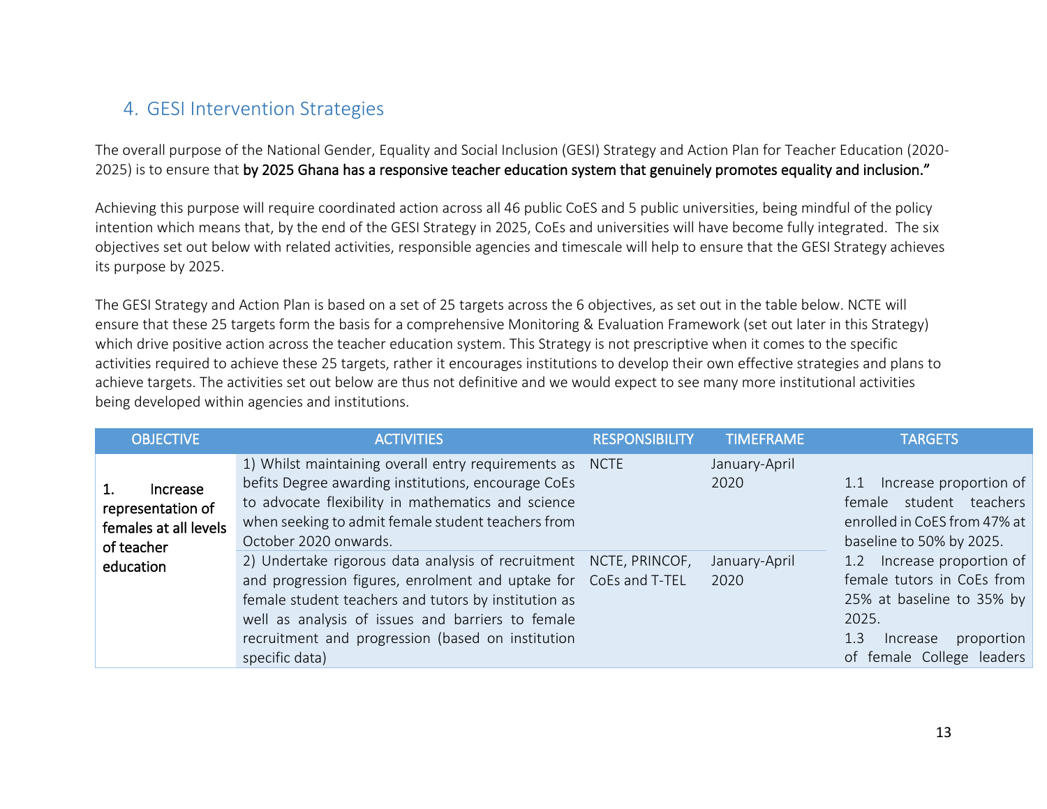## 4. GESI Intervention Strategies

The overall purpose of the National Gender, Equality and Social Inclusion (GESI) Strategy and Action Plan for Teacher Education (2020-2025) is to ensure that **by 2025 Ghana has a responsive teacher education system that genuinely promotes equality and inclusion."**

Achieving this purpose will require coordinated action across all 46 public CoES and 5 public universities, being mindful of the policy intention which means that, by the end of the GESI Strategy in 2025, CoEs and universities will have become fully integrated. The six objectives set out below with related activities, responsible agencies and timescale will help to ensure that the GESI Strategy achieves its purpose by 2025.

The GESI Strategy and Action Plan is based on a set of 25 targets across the 6 objectives, as set out in the table below. NCTE will ensure that these 25 targets form the basis for a comprehensive Monitoring & Evaluation Framework (set out later in this Strategy) which drive positive action across the teacher education system. This Strategy is not prescriptive when it comes to the specific activities required to achieve these 25 targets, rather it encourages institutions to develop their own effective strategies and plans to achieve targets. The activities set out below are thus not definitive and we would expect to see many more institutional activities being developed within agencies and institutions.

| OBJECTIVE | ACTIVITIES | RESPONSIBILITY | TIMEFRAME | TARGETS |
|---|---|---|---|---|
| **1. Increase representation of females at all levels of teacher education** | 1) Whilst maintaining overall entry requirements as befits Degree awarding institutions, encourage CoEs to advocate flexibility in mathematics and science when seeking to admit female student teachers from October 2020 onwards. | NCTE | January-April 2020 | 1.1 Increase proportion of female student teachers enrolled in CoES from 47% at baseline to 50% by 2025.<br>1.2 Increase proportion of female tutors in CoEs from 25% at baseline to 35% by 2025.<br>1.3 Increase proportion of female College leaders |
| | 2) Undertake rigorous data analysis of recruitment and progression figures, enrolment and uptake for female student teachers and tutors by institution as well as analysis of issues and barriers to female recruitment and progression (based on institution specific data) | NCTE, PRINCOF, CoEs and T-TEL | January-April 2020 | |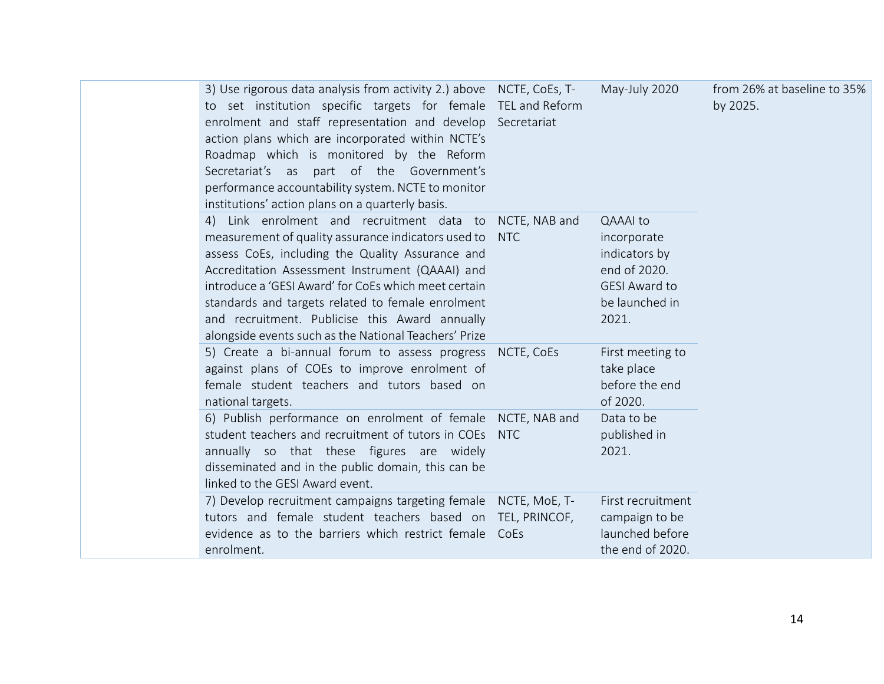| | | | | |
|---|---|---|---|---|
| | 3) Use rigorous data analysis from activity 2.) above to set institution specific targets for female enrolment and staff representation and develop action plans which are incorporated within NCTE's Roadmap which is monitored by the Reform Secretariat's as part of the Government's performance accountability system. NCTE to monitor institutions' action plans on a quarterly basis. | NCTE, CoEs, T-TEL and Reform Secretariat | May-July 2020 | from 26% at baseline to 35% by 2025. |
| | 4) Link enrolment and recruitment data to measurement of quality assurance indicators used to assess CoEs, including the Quality Assurance and Accreditation Assessment Instrument (QAAAI) and introduce a 'GESI Award' for CoEs which meet certain standards and targets related to female enrolment and recruitment. Publicise this Award annually alongside events such as the National Teachers' Prize | NCTE, NAB and NTC | QAAAI to incorporate indicators by end of 2020. GESI Award to be launched in 2021. | |
| | 5) Create a bi-annual forum to assess progress against plans of COEs to improve enrolment of female student teachers and tutors based on national targets. | NCTE, CoEs | First meeting to take place before the end of 2020. | |
| | 6) Publish performance on enrolment of female student teachers and recruitment of tutors in COEs annually so that these figures are widely disseminated and in the public domain, this can be linked to the GESI Award event. | NCTE, NAB and NTC | Data to be published in 2021. | |
| | 7) Develop recruitment campaigns targeting female tutors and female student teachers based on evidence as to the barriers which restrict female enrolment. | NCTE, MoE, T-TEL, PRINCOF, CoEs | First recruitment campaign to be launched before the end of 2020. | |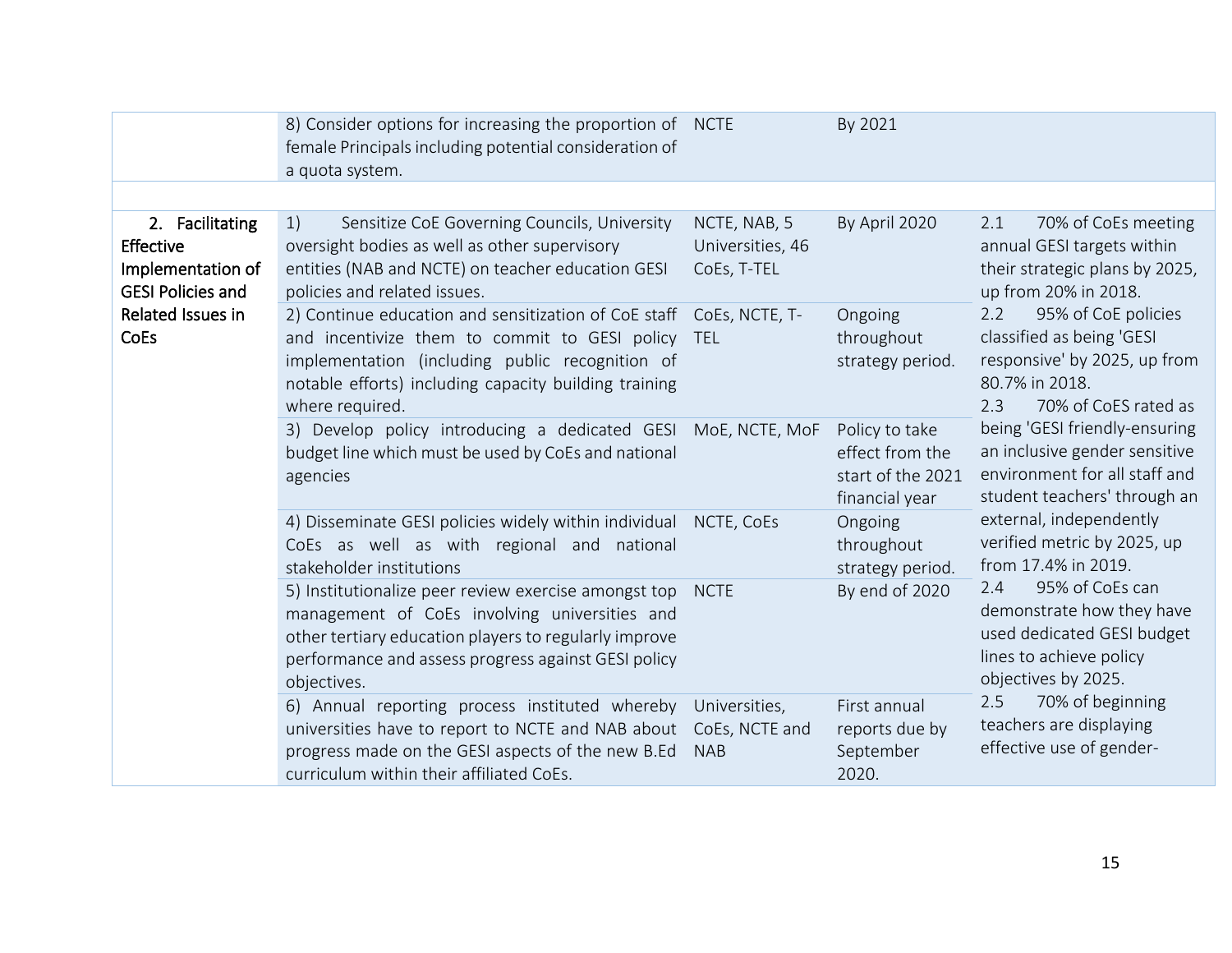| | | | | |
|---|---|---|---|---|
| | 8) Consider options for increasing the proportion of female Principals including potential consideration of a quota system. | NCTE | By 2021 | |
| | | | | |
| 2. Facilitating Effective Implementation of GESI Policies and Related Issues in CoEs | 1) Sensitize CoE Governing Councils, University oversight bodies as well as other supervisory entities (NAB and NCTE) on teacher education GESI policies and related issues. | NCTE, NAB, 5 Universities, 46 CoEs, T-TEL | By April 2020 | 2.1 70% of CoEs meeting annual GESI targets within their strategic plans by 2025, up from 20% in 2018.<br>2.2 95% of CoE policies classified as being 'GESI responsive' by 2025, up from 80.7% in 2018.<br>2.3 70% of CoEs rated as being 'GESI friendly-ensuring an inclusive gender sensitive environment for all staff and student teachers' through an external, independently verified metric by 2025, up from 17.4% in 2019.<br>2.4 95% of CoEs can demonstrate how they have used dedicated GESI budget lines to achieve policy objectives by 2025.<br>2.5 70% of beginning teachers are displaying effective use of gender- |
| | 2) Continue education and sensitization of CoE staff and incentivize them to commit to GESI policy implementation (including public recognition of notable efforts) including capacity building training where required. | CoEs, NCTE, T-TEL | Ongoing throughout strategy period. | |
| | 3) Develop policy introducing a dedicated GESI budget line which must be used by CoEs and national agencies | MoE, NCTE, MoF | Policy to take effect from the start of the 2021 financial year | |
| | 4) Disseminate GESI policies widely within individual CoEs as well as with regional and national stakeholder institutions | NCTE, CoEs | Ongoing throughout strategy period. | |
| | 5) Institutionalize peer review exercise amongst top management of CoEs involving universities and other tertiary education players to regularly improve performance and assess progress against GESI policy objectives. | NCTE | By end of 2020 | |
| | 6) Annual reporting process instituted whereby universities have to report to NCTE and NAB about progress made on the GESI aspects of the new B.Ed curriculum within their affiliated CoEs. | Universities, CoEs, NCTE and NAB | First annual reports due by September 2020. | |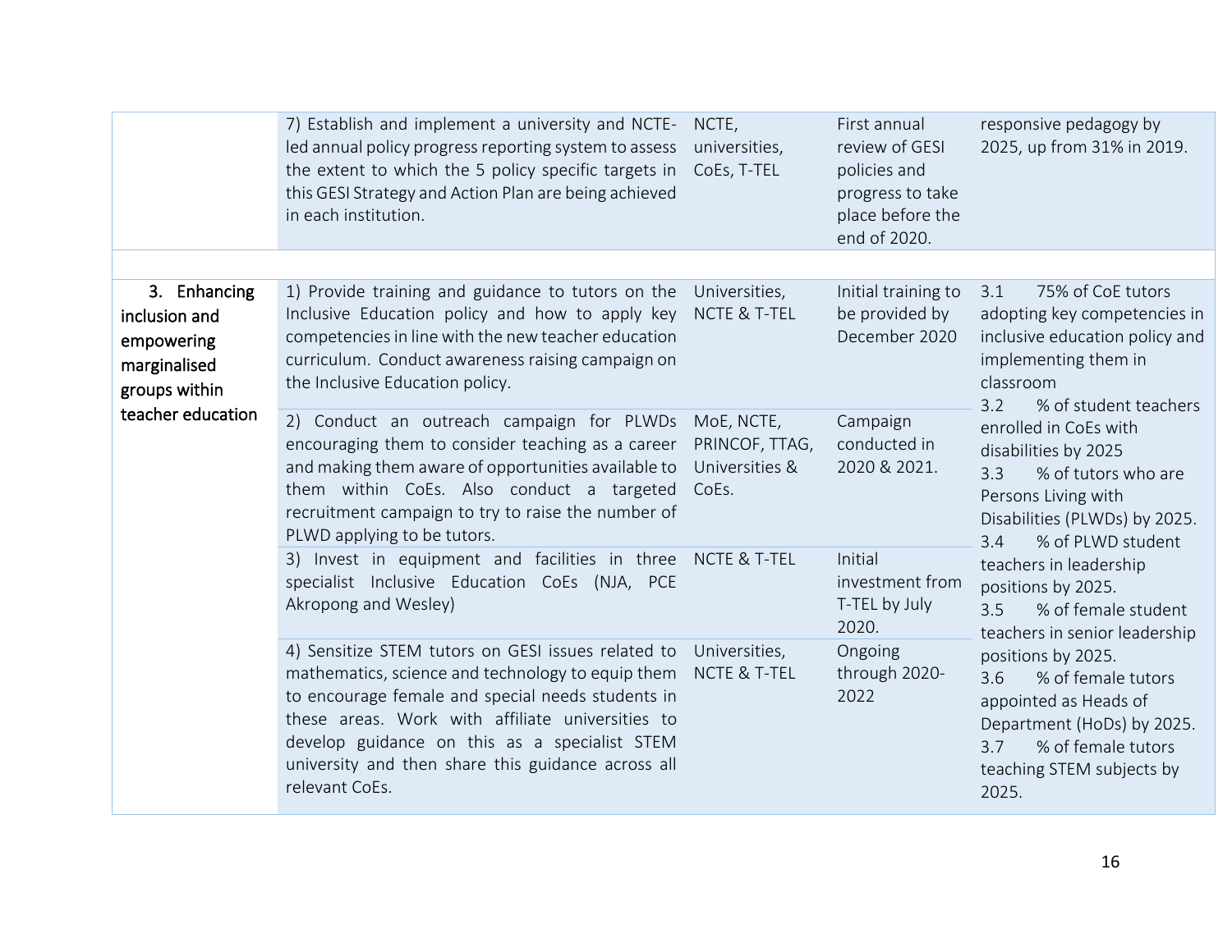| | | | | |
|---|---|---|---|---|
| | 7) Establish and implement a university and NCTE-led annual policy progress reporting system to assess the extent to which the 5 policy specific targets in this GESI Strategy and Action Plan are being achieved in each institution. | NCTE, universities, CoEs, T-TEL | First annual review of GESI policies and progress to take place before the end of 2020. | responsive pedagogy by 2025, up from 31% in 2019. |
| | | | | |
| 3. Enhancing inclusion and empowering marginalised groups within teacher education | 1) Provide training and guidance to tutors on the Inclusive Education policy and how to apply key competencies in line with the new teacher education curriculum. Conduct awareness raising campaign on the Inclusive Education policy. | Universities, NCTE & T-TEL | Initial training to be provided by December 2020 | 3.1 75% of CoE tutors adopting key competencies in inclusive education policy and implementing them in classroom<br>3.2 % of student teachers enrolled in CoEs with disabilities by 2025<br>3.3 % of tutors who are Persons Living with Disabilities (PLWDs) by 2025.<br>3.4 % of PLWD student teachers in leadership positions by 2025.<br>3.5 % of female student teachers in senior leadership positions by 2025.<br>3.6 % of female tutors appointed as Heads of Department (HoDs) by 2025.<br>3.7 % of female tutors teaching STEM subjects by 2025. |
| | 2) Conduct an outreach campaign for PLWDs encouraging them to consider teaching as a career and making them aware of opportunities available to them within CoEs. Also conduct a targeted recruitment campaign to try to raise the number of PLWD applying to be tutors. | MoE, NCTE, PRINCOF, TTAG, Universities & CoEs. | Campaign conducted in 2020 & 2021. | |
| | 3) Invest in equipment and facilities in three specialist Inclusive Education CoEs (NJA, PCE Akropong and Wesley) | NCTE & T-TEL | Initial investment from T-TEL by July 2020. | |
| | 4) Sensitize STEM tutors on GESI issues related to mathematics, science and technology to equip them to encourage female and special needs students in these areas. Work with affiliate universities to develop guidance on this as a specialist STEM university and then share this guidance across all relevant CoEs. | Universities, NCTE & T-TEL | Ongoing through 2020-2022 | |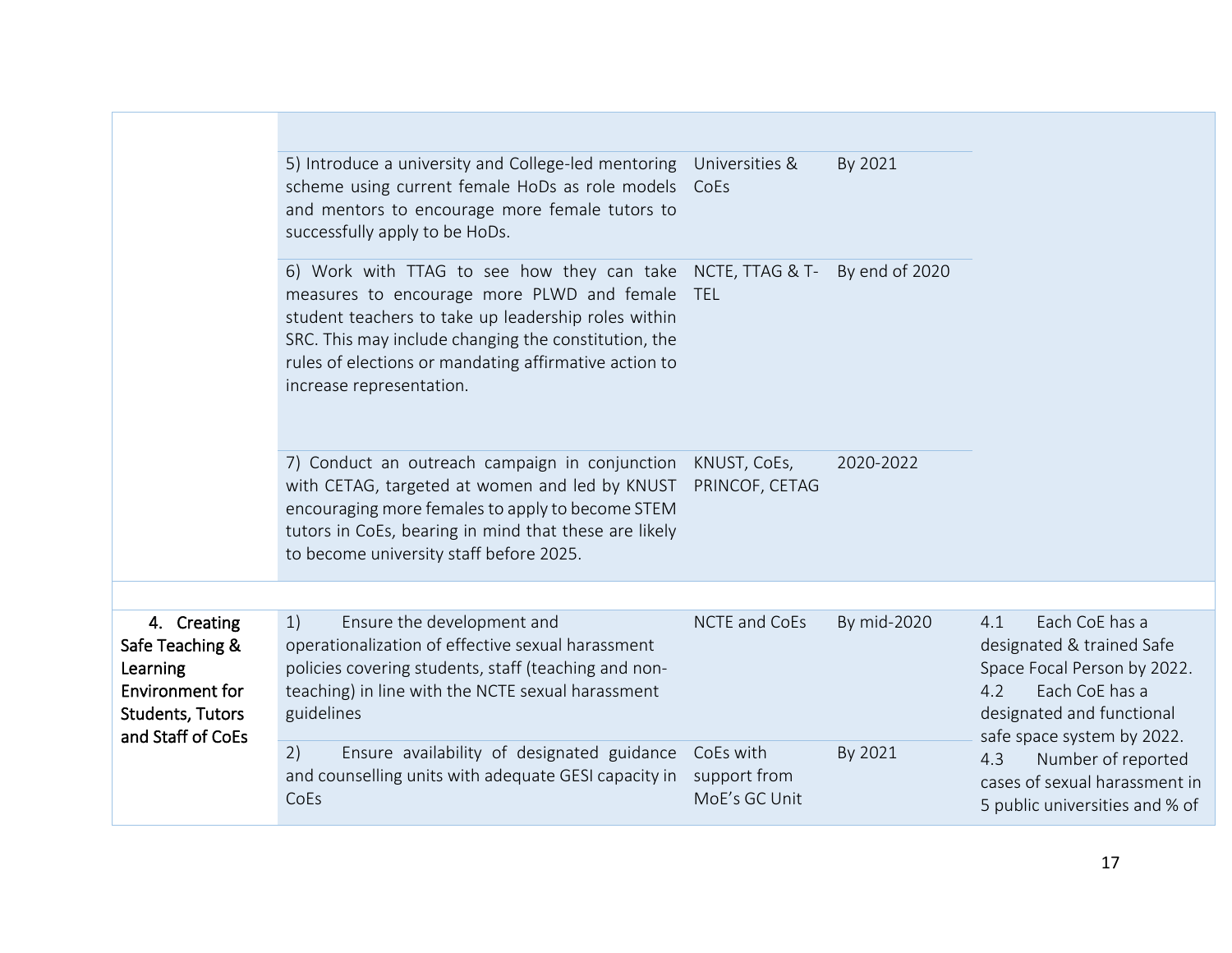| | | | | |
|---|---|---|---|---|
| | 5) Introduce a university and College-led mentoring scheme using current female HoDs as role models and mentors to encourage more female tutors to successfully apply to be HoDs. | Universities & CoEs | By 2021 | |
| | 6) Work with TTAG to see how they can take measures to encourage more PLWD and female student teachers to take up leadership roles within SRC. This may include changing the constitution, the rules of elections or mandating affirmative action to increase representation. | NCTE, TTAG & T-TEL | By end of 2020 | |
| | 7) Conduct an outreach campaign in conjunction with CETAG, targeted at women and led by KNUST encouraging more females to apply to become STEM tutors in CoEs, bearing in mind that these are likely to become university staff before 2025. | KNUST, CoEs, PRINCOF, CETAG | 2020-2022 | |
| | | | | |
| **4. Creating Safe Teaching & Learning Environment for Students, Tutors and Staff of CoEs** | 1) Ensure the development and operationalization of effective sexual harassment policies covering students, staff (teaching and non-teaching) in line with the NCTE sexual harassment guidelines | NCTE and CoEs | By mid-2020 | 4.1 Each CoE has a designated & trained Safe Space Focal Person by 2022.<br>4.2 Each CoE has a designated and functional safe space system by 2022.<br>4.3 Number of reported cases of sexual harassment in 5 public universities and % of |
| | 2) Ensure availability of designated guidance and counselling units with adequate GESI capacity in CoEs | CoEs with support from MoE's GC Unit | By 2021 | |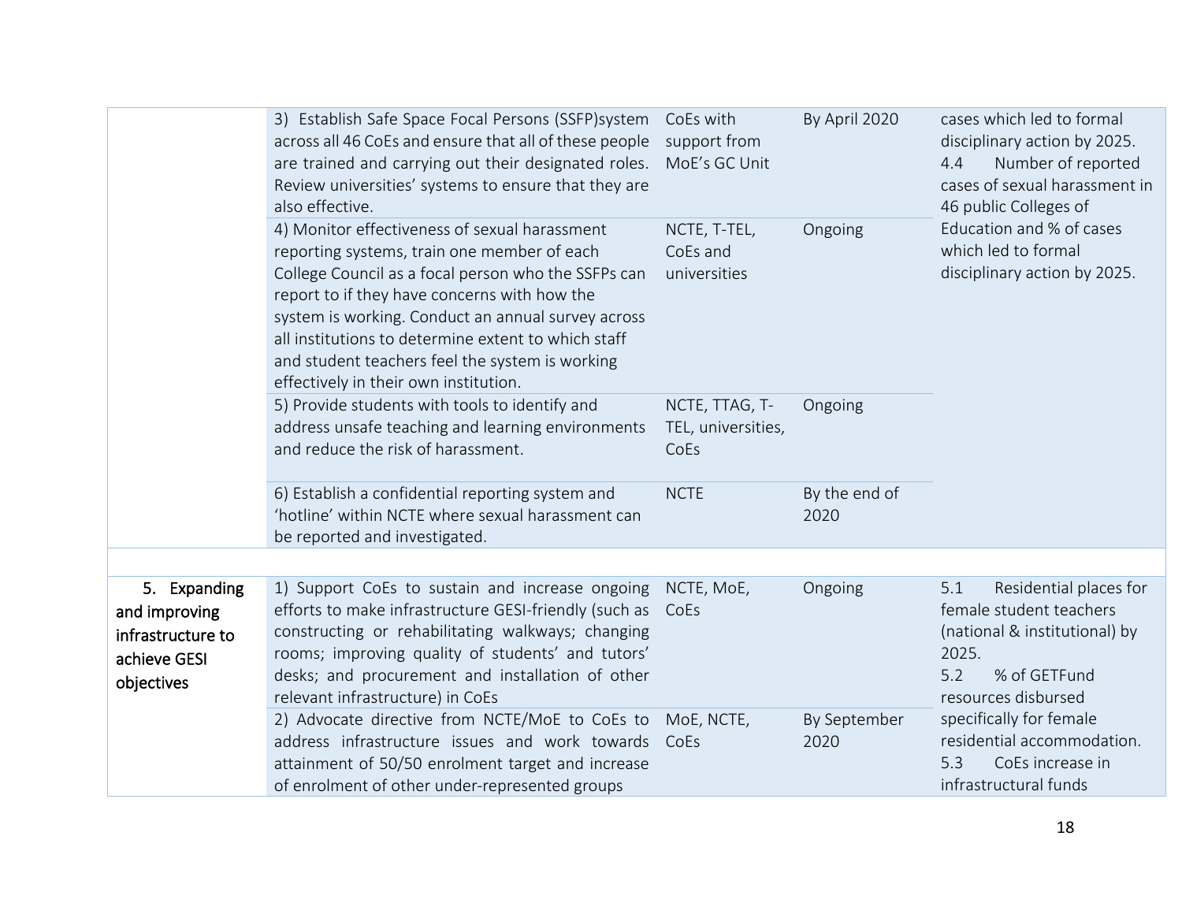| | | | | |
|---|---|---|---|---|
| | 3) Establish Safe Space Focal Persons (SSFP)system across all 46 CoEs and ensure that all of these people are trained and carrying out their designated roles. Review universities' systems to ensure that they are also effective. | CoEs with support from MoE's GC Unit | By April 2020 | cases which led to formal disciplinary action by 2025.<br>4.4 Number of reported cases of sexual harassment in 46 public Colleges of Education and % of cases which led to formal disciplinary action by 2025. |
| | 4) Monitor effectiveness of sexual harassment reporting systems, train one member of each College Council as a focal person who the SSFPs can report to if they have concerns with how the system is working. Conduct an annual survey across all institutions to determine extent to which staff and student teachers feel the system is working effectively in their own institution. | NCTE, T-TEL, CoEs and universities | Ongoing | |
| | 5) Provide students with tools to identify and address unsafe teaching and learning environments and reduce the risk of harassment. | NCTE, TTAG, T-TEL, universities, CoEs | Ongoing | |
| | 6) Establish a confidential reporting system and 'hotline' within NCTE where sexual harassment can be reported and investigated. | NCTE | By the end of 2020 | |
| | | | | |
| 5. Expanding and improving infrastructure to achieve GESI objectives | 1) Support CoEs to sustain and increase ongoing efforts to make infrastructure GESI-friendly (such as constructing or rehabilitating walkways; changing rooms; improving quality of students' and tutors' desks; and procurement and installation of other relevant infrastructure) in CoEs | NCTE, MoE, CoEs | Ongoing | 5.1 Residential places for female student teachers (national & institutional) by 2025.<br>5.2 % of GETFund resources disbursed specifically for female residential accommodation.<br>5.3 CoEs increase in infrastructural funds |
| | 2) Advocate directive from NCTE/MoE to CoEs to address infrastructure issues and work towards attainment of 50/50 enrolment target and increase of enrolment of other under-represented groups | MoE, NCTE, CoEs | By September 2020 | |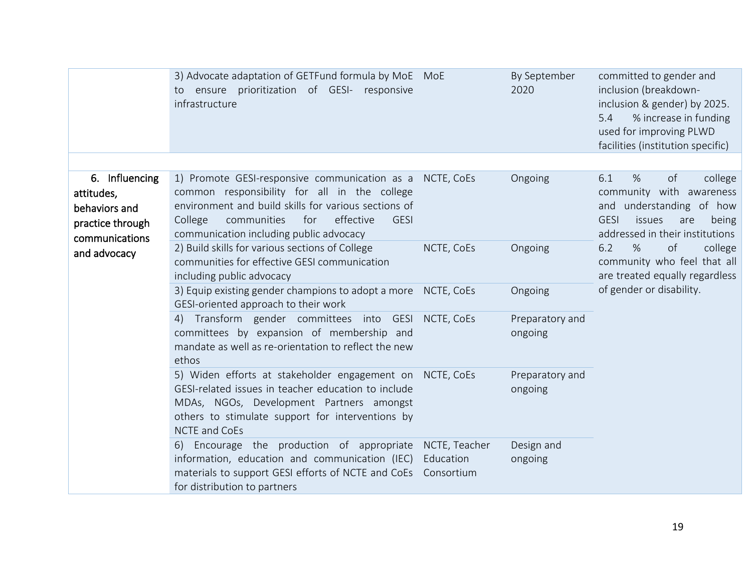|  | 3) Advocate adaptation of GETFund formula by MoE to ensure prioritization of GESI- responsive infrastructure | MoE | By September 2020 | committed to gender and inclusion (breakdown- inclusion & gender) by 2025.<br>5.4 % increase in funding used for improving PLWD facilities (institution specific) |
|---|---|---|---|---|
|  |  |  |  |  |
| 6. Influencing attitudes, behaviors and practice through communications and advocacy | 1) Promote GESI-responsive communication as a common responsibility for all in the college environment and build skills for various sections of College communities for effective GESI communication including public advocacy | NCTE, CoEs | Ongoing | 6.1 % of college community with awareness and understanding of how GESI issues are being addressed in their institutions<br>6.2 % of college community who feel that all are treated equally regardless of gender or disability. |
|  | 2) Build skills for various sections of College communities for effective GESI communication including public advocacy | NCTE, CoEs | Ongoing |  |
|  | 3) Equip existing gender champions to adopt a more GESI-oriented approach to their work | NCTE, CoEs | Ongoing |  |
|  | 4) Transform gender committees into GESI committees by expansion of membership and mandate as well as re-orientation to reflect the new ethos | NCTE, CoEs | Preparatory and ongoing |  |
|  | 5) Widen efforts at stakeholder engagement on GESI-related issues in teacher education to include MDAs, NGOs, Development Partners amongst others to stimulate support for interventions by NCTE and CoEs | NCTE, CoEs | Preparatory and ongoing |  |
|  | 6) Encourage the production of appropriate information, education and communication (IEC) materials to support GESI efforts of NCTE and CoEs for distribution to partners | NCTE, Teacher Education Consortium | Design and ongoing |  |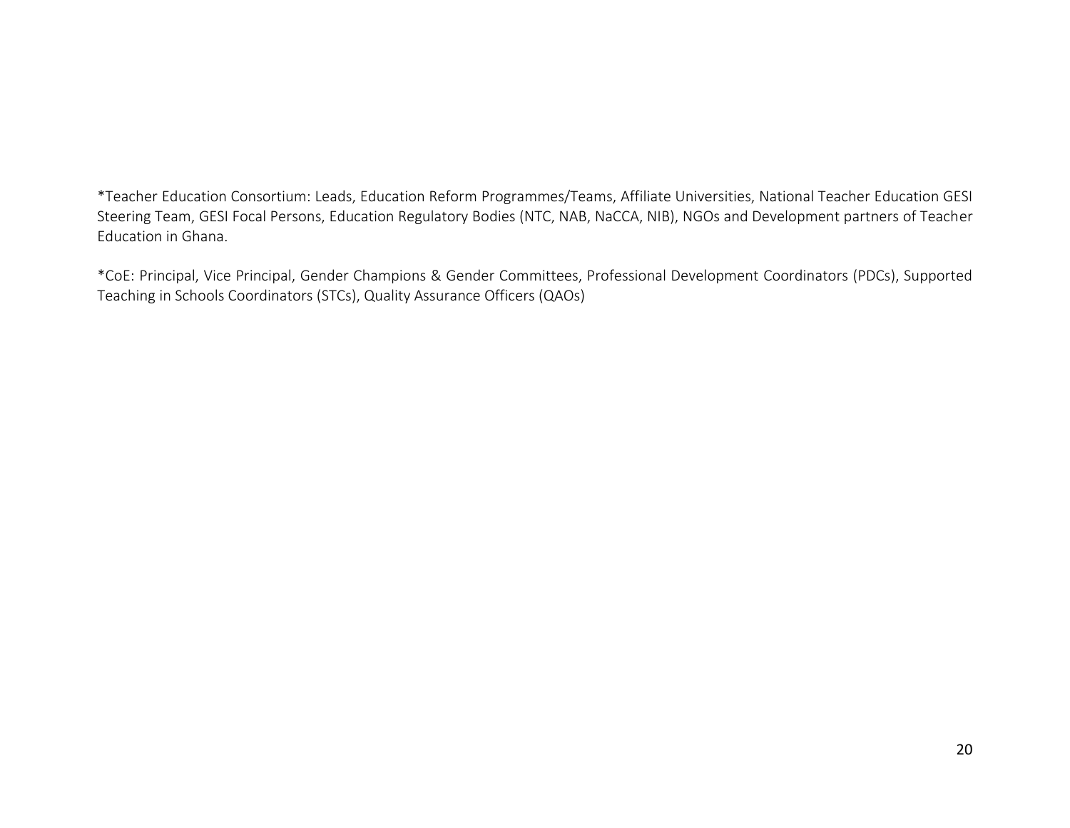*Teacher Education Consortium: Leads, Education Reform Programmes/Teams, Affiliate Universities, National Teacher Education GESI Steering Team, GESI Focal Persons, Education Regulatory Bodies (NTC, NAB, NaCCA, NIB), NGOs and Development partners of Teacher Education in Ghana.

*CoE: Principal, Vice Principal, Gender Champions & Gender Committees, Professional Development Coordinators (PDCs), Supported Teaching in Schools Coordinators (STCs), Quality Assurance Officers (QAOs)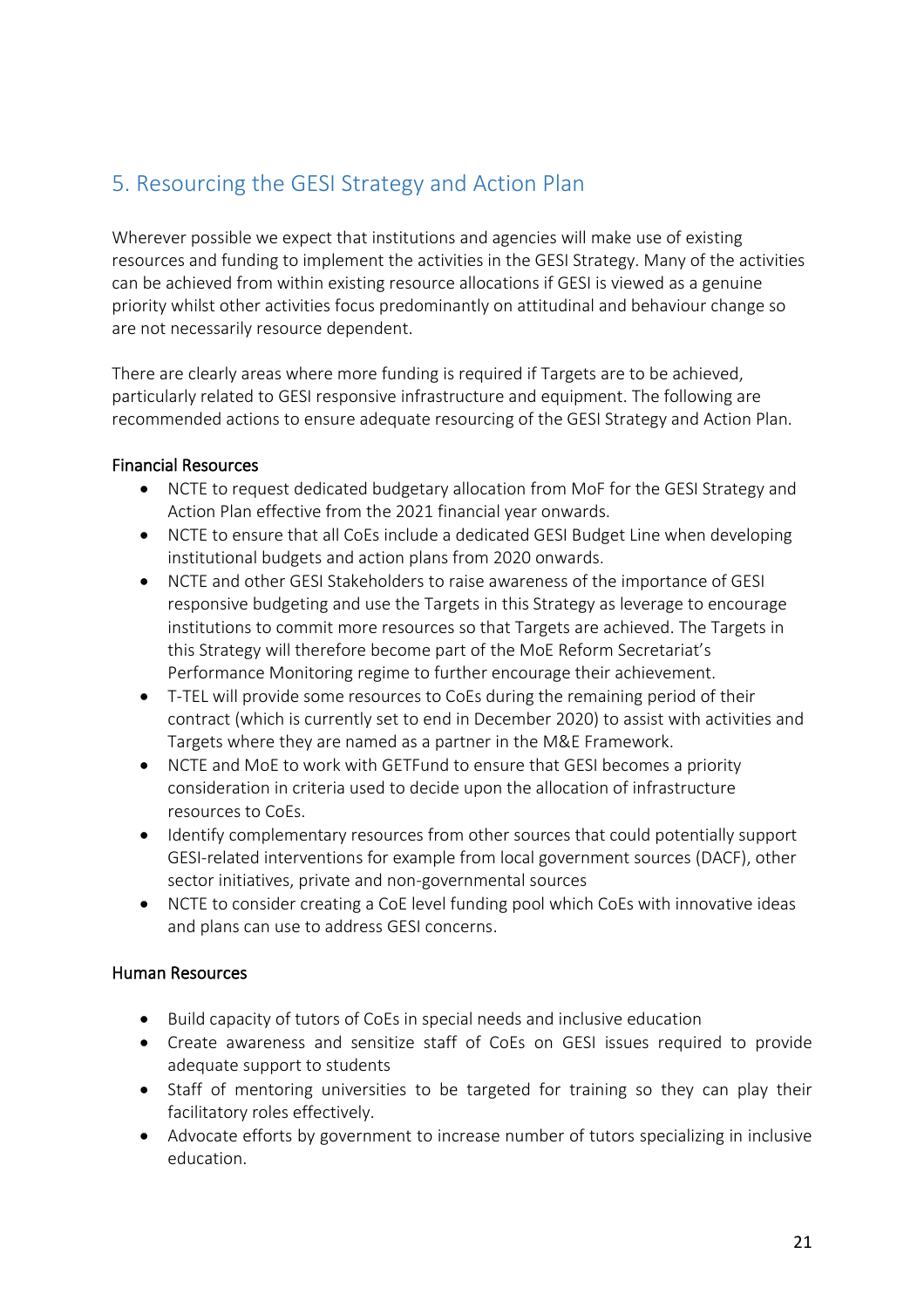## 5. Resourcing the GESI Strategy and Action Plan

Wherever possible we expect that institutions and agencies will make use of existing resources and funding to implement the activities in the GESI Strategy. Many of the activities can be achieved from within existing resource allocations if GESI is viewed as a genuine priority whilst other activities focus predominantly on attitudinal and behaviour change so are not necessarily resource dependent.

There are clearly areas where more funding is required if Targets are to be achieved, particularly related to GESI responsive infrastructure and equipment. The following are recommended actions to ensure adequate resourcing of the GESI Strategy and Action Plan.

### Financial Resources

- NCTE to request dedicated budgetary allocation from MoF for the GESI Strategy and Action Plan effective from the 2021 financial year onwards.
- NCTE to ensure that all CoEs include a dedicated GESI Budget Line when developing institutional budgets and action plans from 2020 onwards.
- NCTE and other GESI Stakeholders to raise awareness of the importance of GESI responsive budgeting and use the Targets in this Strategy as leverage to encourage institutions to commit more resources so that Targets are achieved. The Targets in this Strategy will therefore become part of the MoE Reform Secretariat's Performance Monitoring regime to further encourage their achievement.
- T-TEL will provide some resources to CoEs during the remaining period of their contract (which is currently set to end in December 2020) to assist with activities and Targets where they are named as a partner in the M&E Framework.
- NCTE and MoE to work with GETFund to ensure that GESI becomes a priority consideration in criteria used to decide upon the allocation of infrastructure resources to CoEs.
- Identify complementary resources from other sources that could potentially support GESI-related interventions for example from local government sources (DACF), other sector initiatives, private and non-governmental sources
- NCTE to consider creating a CoE level funding pool which CoEs with innovative ideas and plans can use to address GESI concerns.

### Human Resources

- Build capacity of tutors of CoEs in special needs and inclusive education
- Create awareness and sensitize staff of CoEs on GESI issues required to provide adequate support to students
- Staff of mentoring universities to be targeted for training so they can play their facilitatory roles effectively.
- Advocate efforts by government to increase number of tutors specializing in inclusive education.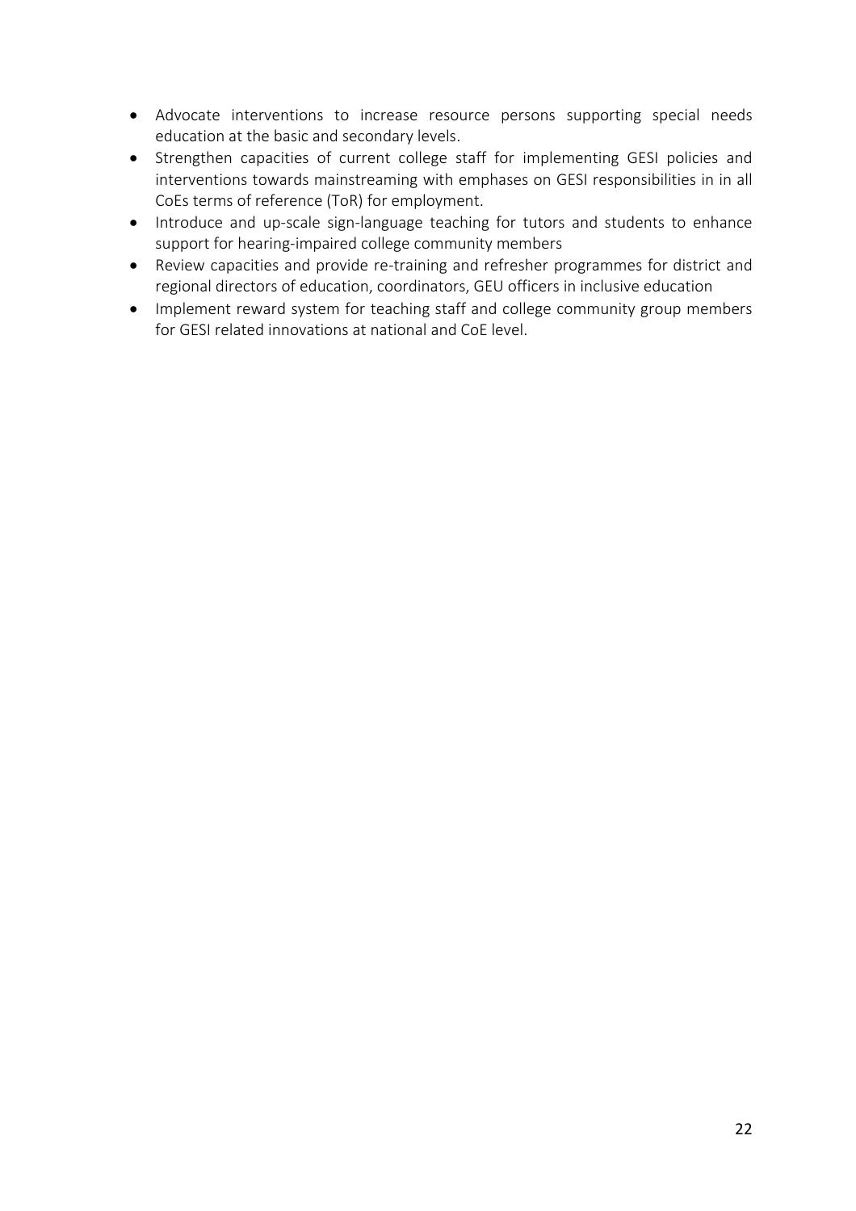- Advocate interventions to increase resource persons supporting special needs education at the basic and secondary levels.
- Strengthen capacities of current college staff for implementing GESI policies and interventions towards mainstreaming with emphases on GESI responsibilities in in all CoEs terms of reference (ToR) for employment.
- Introduce and up-scale sign-language teaching for tutors and students to enhance support for hearing-impaired college community members
- Review capacities and provide re-training and refresher programmes for district and regional directors of education, coordinators, GEU officers in inclusive education
- Implement reward system for teaching staff and college community group members for GESI related innovations at national and CoE level.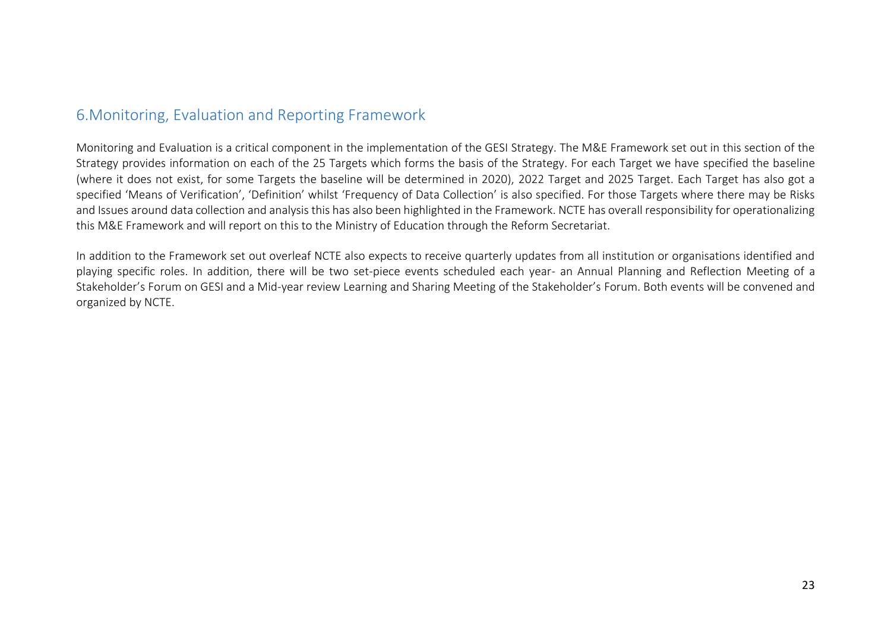## 6.Monitoring, Evaluation and Reporting Framework

Monitoring and Evaluation is a critical component in the implementation of the GESI Strategy. The M&E Framework set out in this section of the Strategy provides information on each of the 25 Targets which forms the basis of the Strategy. For each Target we have specified the baseline (where it does not exist, for some Targets the baseline will be determined in 2020), 2022 Target and 2025 Target. Each Target has also got a specified 'Means of Verification', 'Definition' whilst 'Frequency of Data Collection' is also specified. For those Targets where there may be Risks and Issues around data collection and analysis this has also been highlighted in the Framework. NCTE has overall responsibility for operationalizing this M&E Framework and will report on this to the Ministry of Education through the Reform Secretariat.

In addition to the Framework set out overleaf NCTE also expects to receive quarterly updates from all institution or organisations identified and playing specific roles. In addition, there will be two set-piece events scheduled each year- an Annual Planning and Reflection Meeting of a Stakeholder's Forum on GESI and a Mid-year review Learning and Sharing Meeting of the Stakeholder's Forum. Both events will be convened and organized by NCTE.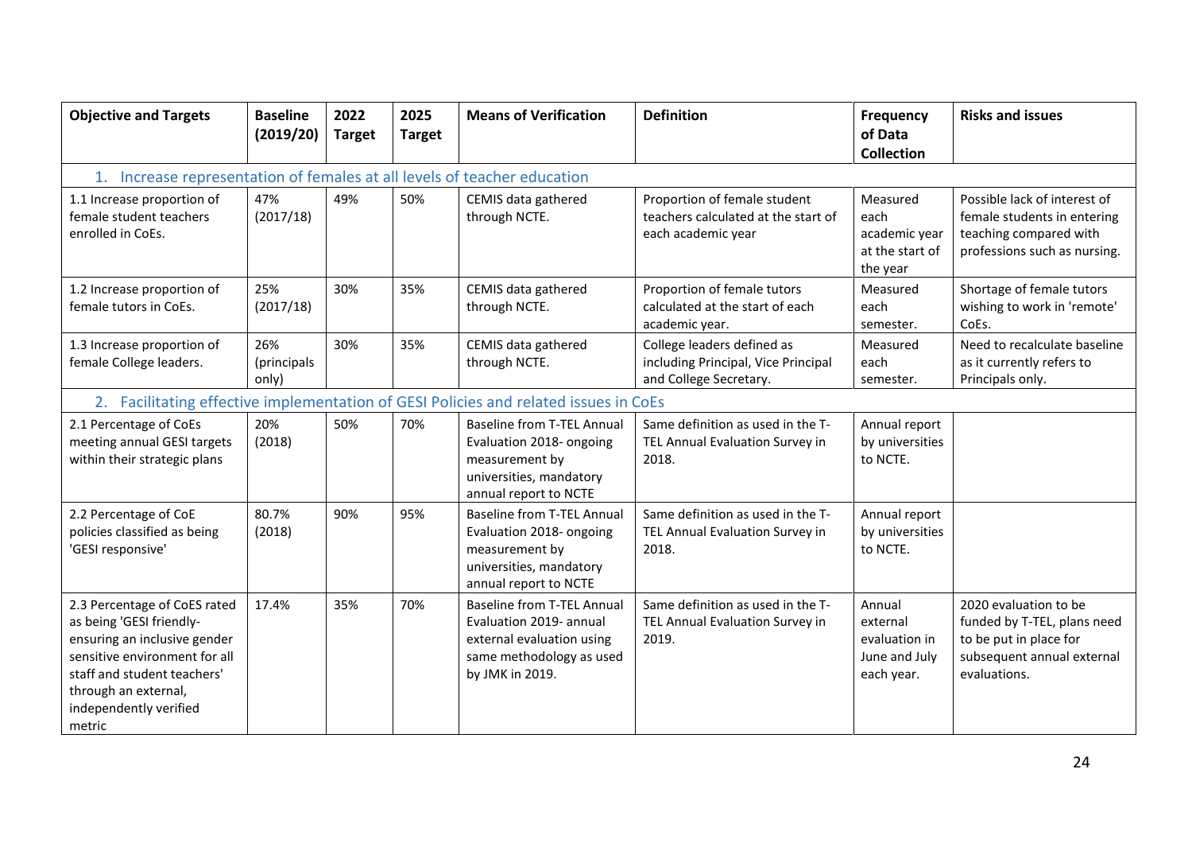| Objective and Targets | Baseline (2019/20) | 2022 Target | 2025 Target | Means of Verification | Definition | Frequency of Data Collection | Risks and issues |
|---|---|---|---|---|---|---|---|
| 1. Increase representation of females at all levels of teacher education | | | | | | | |
| 1.1 Increase proportion of female student teachers enrolled in CoEs. | 47% (2017/18) | 49% | 50% | CEMIS data gathered through NCTE. | Proportion of female student teachers calculated at the start of each academic year | Measured each academic year at the start of the year | Possible lack of interest of female students in entering teaching compared with professions such as nursing. |
| 1.2 Increase proportion of female tutors in CoEs. | 25% (2017/18) | 30% | 35% | CEMIS data gathered through NCTE. | Proportion of female tutors calculated at the start of each academic year. | Measured each semester. | Shortage of female tutors wishing to work in 'remote' CoEs. |
| 1.3 Increase proportion of female College leaders. | 26% (principals only) | 30% | 35% | CEMIS data gathered through NCTE. | College leaders defined as including Principal, Vice Principal and College Secretary. | Measured each semester. | Need to recalculate baseline as it currently refers to Principals only. |
| 2. Facilitating effective implementation of GESI Policies and related issues in CoEs | | | | | | | |
| 2.1 Percentage of CoEs meeting annual GESI targets within their strategic plans | 20% (2018) | 50% | 70% | Baseline from T-TEL Annual Evaluation 2018- ongoing measurement by universities, mandatory annual report to NCTE | Same definition as used in the T-TEL Annual Evaluation Survey in 2018. | Annual report by universities to NCTE. | |
| 2.2 Percentage of CoE policies classified as being 'GESI responsive' | 80.7% (2018) | 90% | 95% | Baseline from T-TEL Annual Evaluation 2018- ongoing measurement by universities, mandatory annual report to NCTE | Same definition as used in the T-TEL Annual Evaluation Survey in 2018. | Annual report by universities to NCTE. | |
| 2.3 Percentage of CoES rated as being 'GESI friendly- ensuring an inclusive gender sensitive environment for all staff and student teachers' through an external, independently verified metric | 17.4% | 35% | 70% | Baseline from T-TEL Annual Evaluation 2019- annual external evaluation using same methodology as used by JMK in 2019. | Same definition as used in the T-TEL Annual Evaluation Survey in 2019. | Annual external evaluation in June and July each year. | 2020 evaluation to be funded by T-TEL, plans need to be put in place for subsequent annual external evaluations. |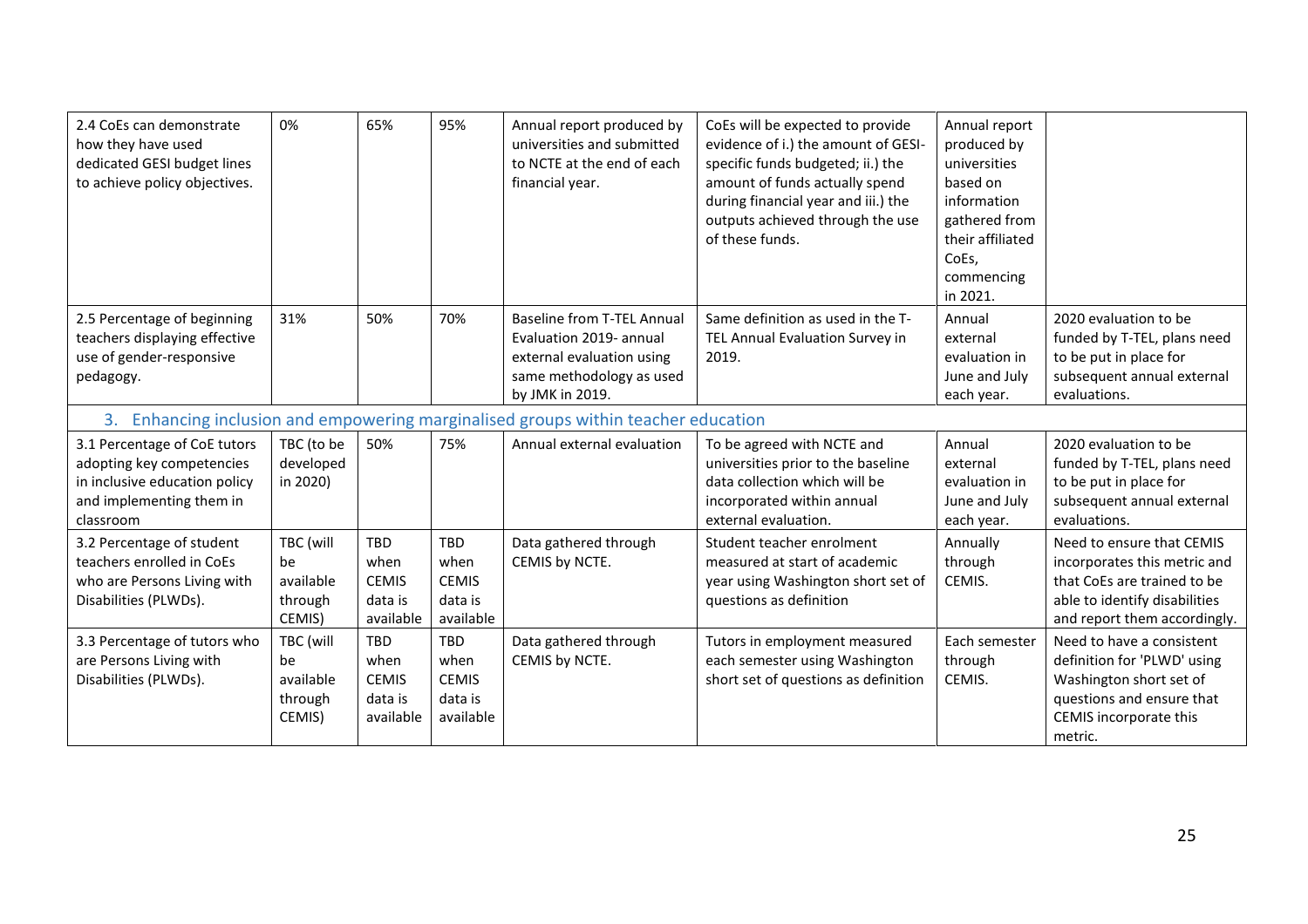| | | | | | | | |
|---|---|---|---|---|---|---|---|
| 2.4 CoEs can demonstrate how they have used dedicated GESI budget lines to achieve policy objectives. | 0% | 65% | 95% | Annual report produced by universities and submitted to NCTE at the end of each financial year. | CoEs will be expected to provide evidence of i.) the amount of GESI-specific funds budgeted; ii.) the amount of funds actually spend during financial year and iii.) the outputs achieved through the use of these funds. | Annual report produced by universities based on information gathered from their affiliated CoEs, commencing in 2021. | |
| 2.5 Percentage of beginning teachers displaying effective use of gender-responsive pedagogy. | 31% | 50% | 70% | Baseline from T-TEL Annual Evaluation 2019- annual external evaluation using same methodology as used by JMK in 2019. | Same definition as used in the T-TEL Annual Evaluation Survey in 2019. | Annual external evaluation in June and July each year. | 2020 evaluation to be funded by T-TEL, plans need to be put in place for subsequent annual external evaluations. |
| **3. Enhancing inclusion and empowering marginalised groups within teacher education** | | | | | | | |
| 3.1 Percentage of CoE tutors adopting key competencies in inclusive education policy and implementing them in classroom | TBC (to be developed in 2020) | 50% | 75% | Annual external evaluation | To be agreed with NCTE and universities prior to the baseline data collection which will be incorporated within annual external evaluation. | Annual external evaluation in June and July each year. | 2020 evaluation to be funded by T-TEL, plans need to be put in place for subsequent annual external evaluations. |
| 3.2 Percentage of student teachers enrolled in CoEs who are Persons Living with Disabilities (PLWDs). | TBC (will be available through CEMIS) | TBD when CEMIS data is available | TBD when CEMIS data is available | Data gathered through CEMIS by NCTE. | Student teacher enrolment measured at start of academic year using Washington short set of questions as definition | Annually through CEMIS. | Need to ensure that CEMIS incorporates this metric and that CoEs are trained to be able to identify disabilities and report them accordingly. |
| 3.3 Percentage of tutors who are Persons Living with Disabilities (PLWDs). | TBC (will be available through CEMIS) | TBD when CEMIS data is available | TBD when CEMIS data is available | Data gathered through CEMIS by NCTE. | Tutors in employment measured each semester using Washington short set of questions as definition | Each semester through CEMIS. | Need to have a consistent definition for 'PLWD' using Washington short set of questions and ensure that CEMIS incorporate this metric. |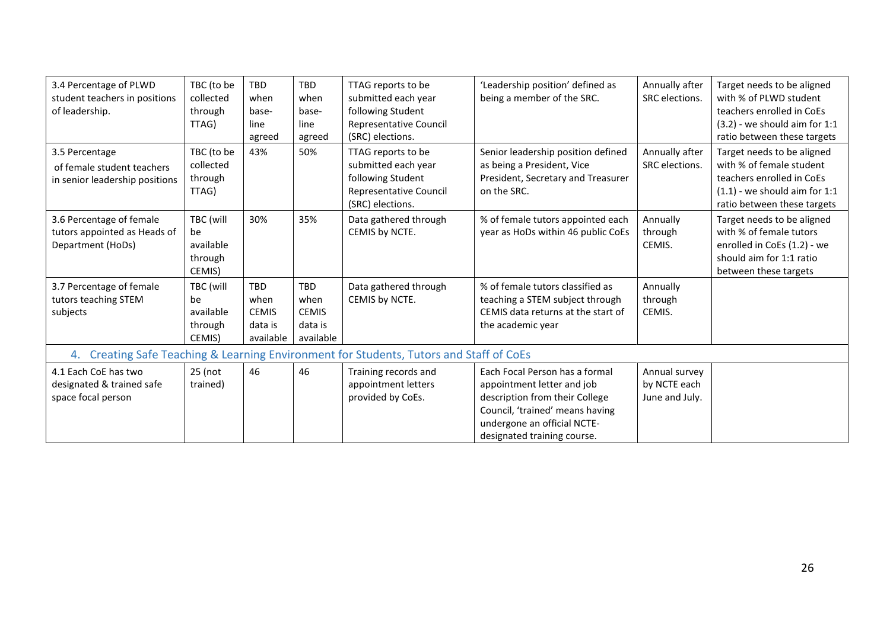| 3.4 Percentage of PLWD student teachers in positions of leadership. | TBC (to be collected through TTAG) | TBD when base-line agreed | TBD when base-line agreed | TTAG reports to be submitted each year following Student Representative Council (SRC) elections. | 'Leadership position' defined as being a member of the SRC. | Annually after SRC elections. | Target needs to be aligned with % of PLWD student teachers enrolled in CoEs (3.2) - we should aim for 1:1 ratio between these targets |
|---|---|---|---|---|---|---|---|
| 3.5 Percentage of female student teachers in senior leadership positions | TBC (to be collected through TTAG) | 43% | 50% | TTAG reports to be submitted each year following Student Representative Council (SRC) elections. | Senior leadership position defined as being a President, Vice President, Secretary and Treasurer on the SRC. | Annually after SRC elections. | Target needs to be aligned with % of female student teachers enrolled in CoEs (1.1) - we should aim for 1:1 ratio between these targets |
| 3.6 Percentage of female tutors appointed as Heads of Department (HoDs) | TBC (will be available through CEMIS) | 30% | 35% | Data gathered through CEMIS by NCTE. | % of female tutors appointed each year as HoDs within 46 public CoEs | Annually through CEMIS. | Target needs to be aligned with % of female tutors enrolled in CoEs (1.2) - we should aim for 1:1 ratio between these targets |
| 3.7 Percentage of female tutors teaching STEM subjects | TBC (will be available through CEMIS) | TBD when CEMIS data is available | TBD when CEMIS data is available | Data gathered through CEMIS by NCTE. | % of female tutors classified as teaching a STEM subject through CEMIS data returns at the start of the academic year | Annually through CEMIS. | |
| **4. Creating Safe Teaching & Learning Environment for Students, Tutors and Staff of CoEs** | | | | | | | |
| 4.1 Each CoE has two designated & trained safe space focal person | 25 (not trained) | 46 | 46 | Training records and appointment letters provided by CoEs. | Each Focal Person has a formal appointment letter and job description from their College Council, 'trained' means having undergone an official NCTE-designated training course. | Annual survey by NCTE each June and July. | |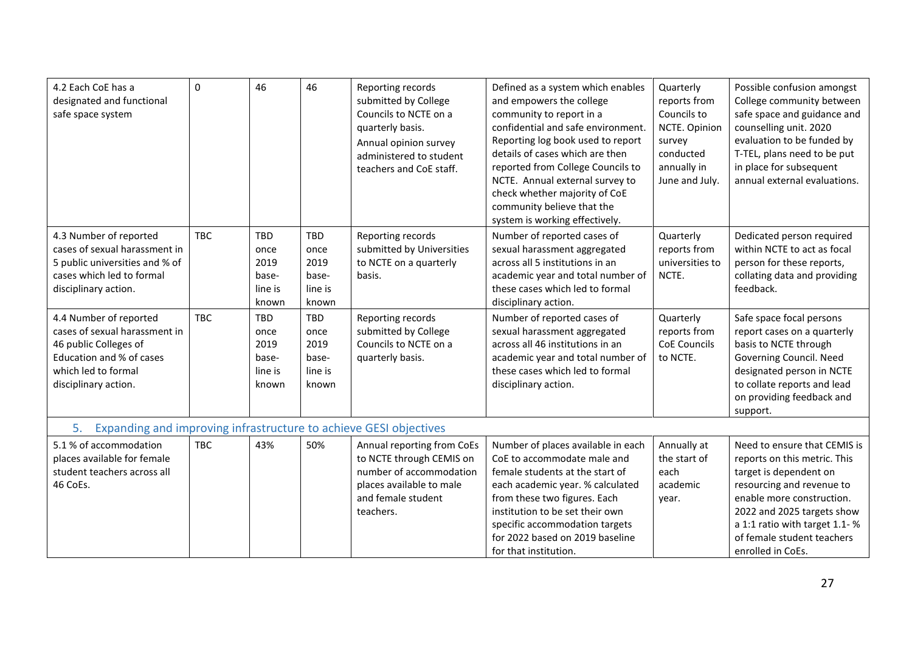| | | | | | | | |
|---|---|---|---|---|---|---|---|
| 4.2 Each CoE has a designated and functional safe space system | 0 | 46 | 46 | Reporting records submitted by College Councils to NCTE on a quarterly basis. Annual opinion survey administered to student teachers and CoE staff. | Defined as a system which enables and empowers the college community to report in a confidential and safe environment. Reporting log book used to report details of cases which are then reported from College Councils to NCTE. Annual external survey to check whether majority of CoE community believe that the system is working effectively. | Quarterly reports from Councils to NCTE. Opinion survey conducted annually in June and July. | Possible confusion amongst College community between safe space and guidance and counselling unit. 2020 evaluation to be funded by T-TEL, plans need to be put in place for subsequent annual external evaluations. |
| 4.3 Number of reported cases of sexual harassment in 5 public universities and % of cases which led to formal disciplinary action. | TBC | TBD once 2019 base-line is known | TBD once 2019 base-line is known | Reporting records submitted by Universities to NCTE on a quarterly basis. | Number of reported cases of sexual harassment aggregated across all 5 institutions in an academic year and total number of these cases which led to formal disciplinary action. | Quarterly reports from universities to NCTE. | Dedicated person required within NCTE to act as focal person for these reports, collating data and providing feedback. |
| 4.4 Number of reported cases of sexual harassment in 46 public Colleges of Education and % of cases which led to formal disciplinary action. | TBC | TBD once 2019 base-line is known | TBD once 2019 base-line is known | Reporting records submitted by College Councils to NCTE on a quarterly basis. | Number of reported cases of sexual harassment aggregated across all 46 institutions in an academic year and total number of these cases which led to formal disciplinary action. | Quarterly reports from CoE Councils to NCTE. | Safe space focal persons report cases on a quarterly basis to NCTE through Governing Council. Need designated person in NCTE to collate reports and lead on providing feedback and support. |
| **5. Expanding and improving infrastructure to achieve GESI objectives** | | | | | | | |
| 5.1 % of accommodation places available for female student teachers across all 46 CoEs. | TBC | 43% | 50% | Annual reporting from CoEs to NCTE through CEMIS on number of accommodation places available to male and female student teachers. | Number of places available in each CoE to accommodate male and female students at the start of each academic year. % calculated from these two figures. Each institution to be set their own specific accommodation targets for 2022 based on 2019 baseline for that institution. | Annually at the start of each academic year. | Need to ensure that CEMIS is reports on this metric. This target is dependent on resourcing and revenue to enable more construction. 2022 and 2025 targets show a 1:1 ratio with target 1.1- % of female student teachers enrolled in CoEs. |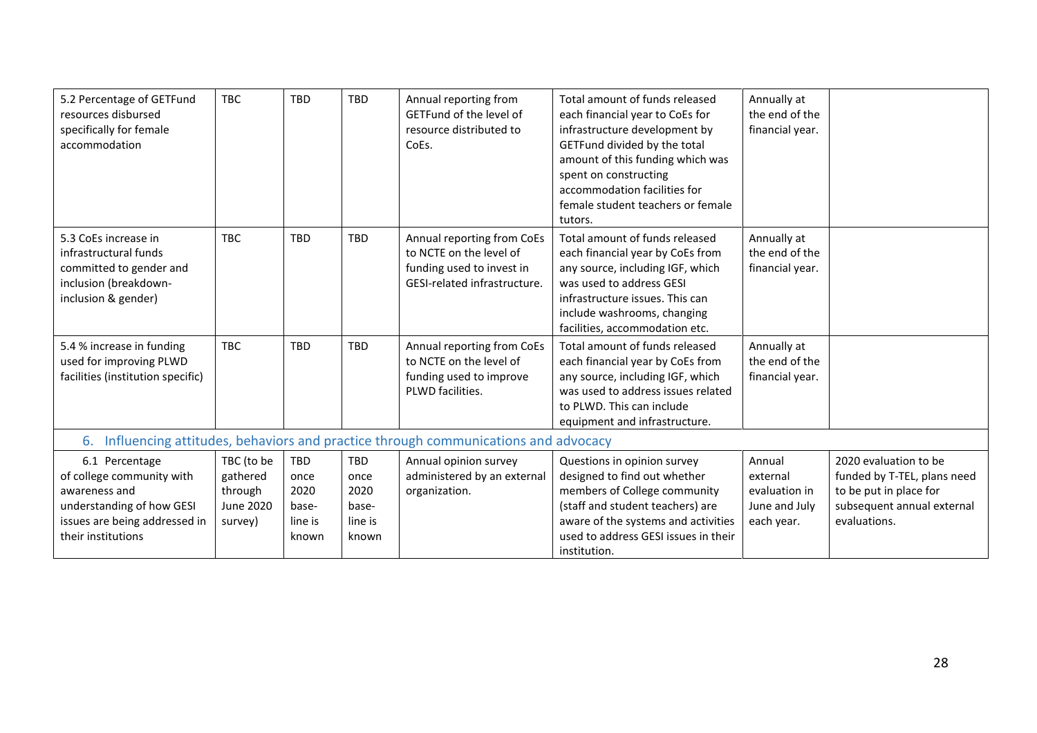| | | | | | | | |
|---|---|---|---|---|---|---|---|
| 5.2 Percentage of GETFund resources disbursed specifically for female accommodation | TBC | TBD | TBD | Annual reporting from GETFund of the level of resource distributed to CoEs. | Total amount of funds released each financial year to CoEs for infrastructure development by GETFund divided by the total amount of this funding which was spent on constructing accommodation facilities for female student teachers or female tutors. | Annually at the end of the financial year. | |
| 5.3 CoEs increase in infrastructural funds committed to gender and inclusion (breakdown- inclusion & gender) | TBC | TBD | TBD | Annual reporting from CoEs to NCTE on the level of funding used to invest in GESI-related infrastructure. | Total amount of funds released each financial year by CoEs from any source, including IGF, which was used to address GESI infrastructure issues. This can include washrooms, changing facilities, accommodation etc. | Annually at the end of the financial year. | |
| 5.4 % increase in funding used for improving PLWD facilities (institution specific) | TBC | TBD | TBD | Annual reporting from CoEs to NCTE on the level of funding used to improve PLWD facilities. | Total amount of funds released each financial year by CoEs from any source, including IGF, which was used to address issues related to PLWD. This can include equipment and infrastructure. | Annually at the end of the financial year. | |
| **6. Influencing attitudes, behaviors and practice through communications and advocacy** | | | | | | | |
| 6.1 Percentage of college community with awareness and understanding of how GESI issues are being addressed in their institutions | TBC (to be gathered through June 2020 survey) | TBD once 2020 base-line is known | TBD once 2020 base-line is known | Annual opinion survey administered by an external organization. | Questions in opinion survey designed to find out whether members of College community (staff and student teachers) are aware of the systems and activities used to address GESI issues in their institution. | Annual external evaluation in June and July each year. | 2020 evaluation to be funded by T-TEL, plans need to be put in place for subsequent annual external evaluations. |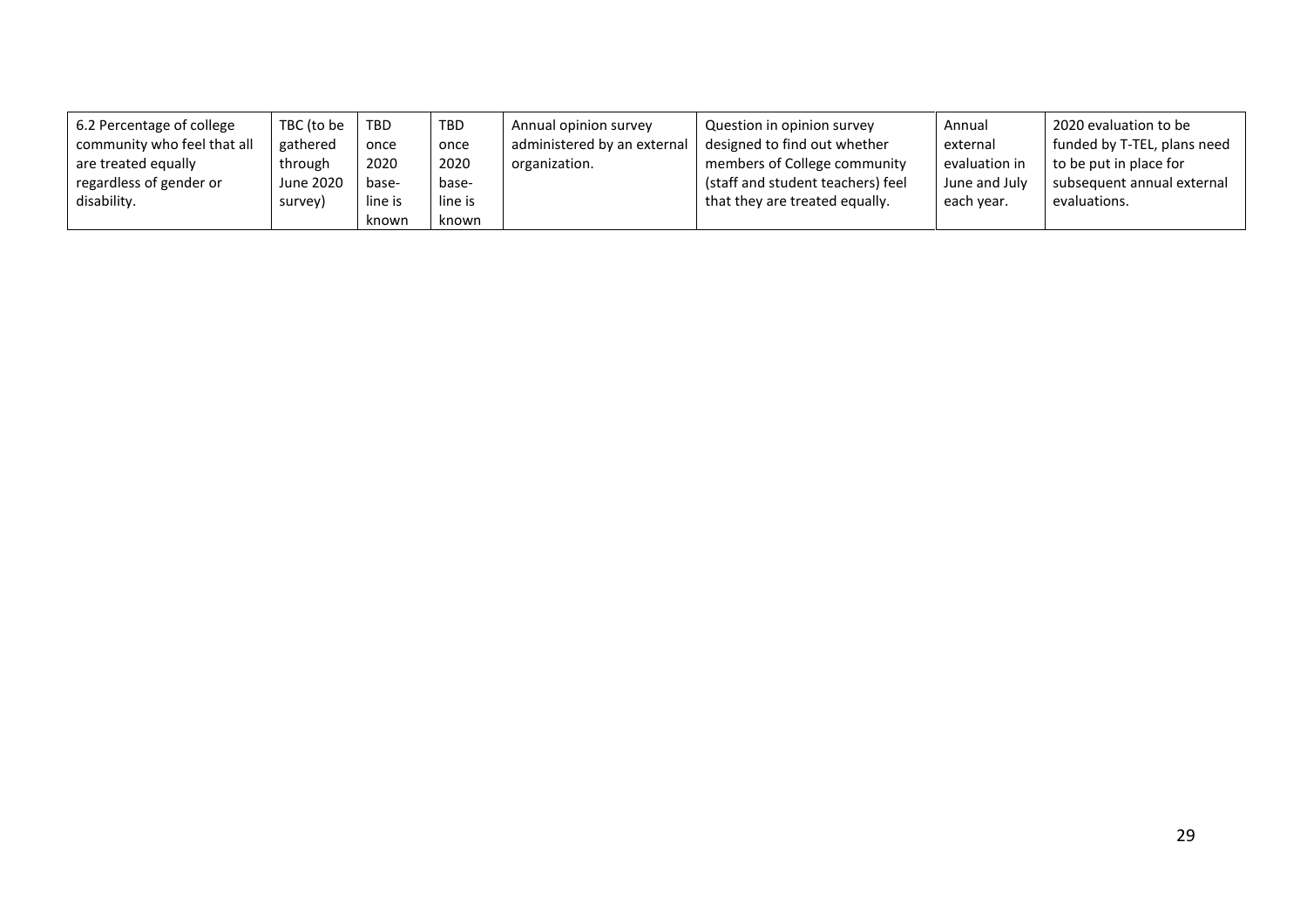| | | | | | | |
|---|---|---|---|---|---|---|
| 6.2 Percentage of college community who feel that all are treated equally regardless of gender or disability. | TBC (to be gathered through June 2020 survey) | TBD once 2020 base-line is known | TBD once 2020 base-line is known | Annual opinion survey administered by an external organization. | Question in opinion survey designed to find out whether members of College community (staff and student teachers) feel that they are treated equally. | Annual external evaluation in June and July each year. | 2020 evaluation to be funded by T-TEL, plans need to be put in place for subsequent annual external evaluations. |